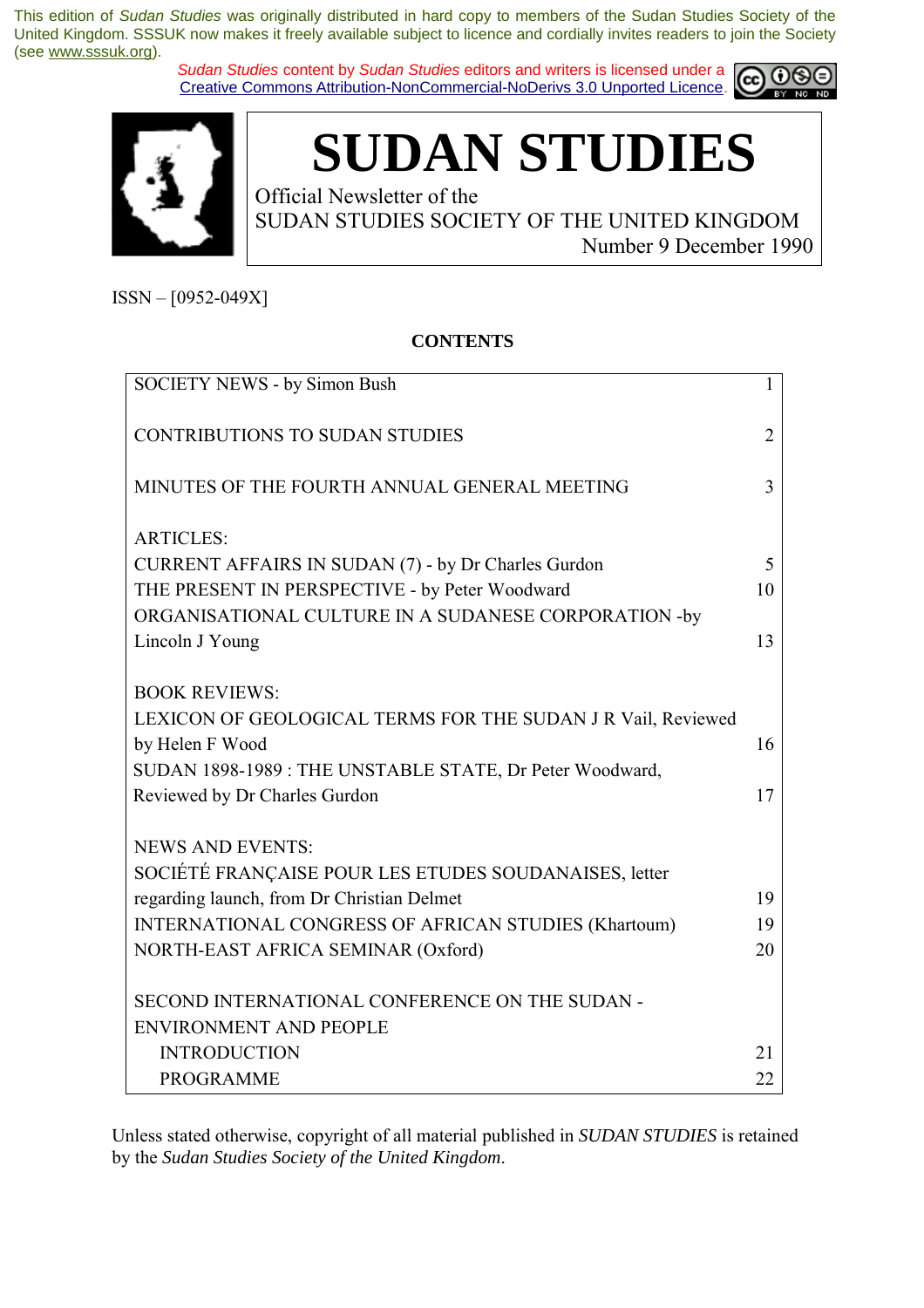This edition of *Sudan Studies* was originally distributed in hard copy to members of the Sudan Studies Society of the United Kingdom. SSSUK now makes it freely available subject to licence and cordially invites readers to join the Society (see www.sssuk.org).

*Sudan Studies* content by *Sudan Studies* editors and writers is licensed under a Creative Commons Attribution-NonCommercial-NoDerivs 3.0 Unported Licence.

# SUDAN STUDIES

Official Newsletter of the
SUDAN STUDIES SOCIETY OF THE UNITED KINGDOM
Number 9 December 1990

ISSN – [0952-049X]

**CONTENTS**

| | |
|---|---|
| SOCIETY NEWS - by Simon Bush | 1 |
| CONTRIBUTIONS TO SUDAN STUDIES | 2 |
| MINUTES OF THE FOURTH ANNUAL GENERAL MEETING | 3 |
| ARTICLES: | |
| CURRENT AFFAIRS IN SUDAN (7) - by Dr Charles Gurdon | 5 |
| THE PRESENT IN PERSPECTIVE - by Peter Woodward | 10 |
| ORGANISATIONAL CULTURE IN A SUDANESE CORPORATION -by Lincoln J Young | 13 |
| BOOK REVIEWS: | |
| LEXICON OF GEOLOGICAL TERMS FOR THE SUDAN J R Vail, Reviewed by Helen F Wood | 16 |
| SUDAN 1898-1989 : THE UNSTABLE STATE, Dr Peter Woodward, Reviewed by Dr Charles Gurdon | 17 |
| NEWS AND EVENTS: | |
| SOCIÉTÉ FRANÇAISE POUR LES ETUDES SOUDANAISES, letter regarding launch, from Dr Christian Delmet | 19 |
| INTERNATIONAL CONGRESS OF AFRICAN STUDIES (Khartoum) | 19 |
| NORTH-EAST AFRICA SEMINAR (Oxford) | 20 |
| SECOND INTERNATIONAL CONFERENCE ON THE SUDAN - ENVIRONMENT AND PEOPLE | |
| INTRODUCTION | 21 |
| PROGRAMME | 22 |

Unless stated otherwise, copyright of all material published in *SUDAN STUDIES* is retained by the *Sudan Studies Society of the United Kingdom*.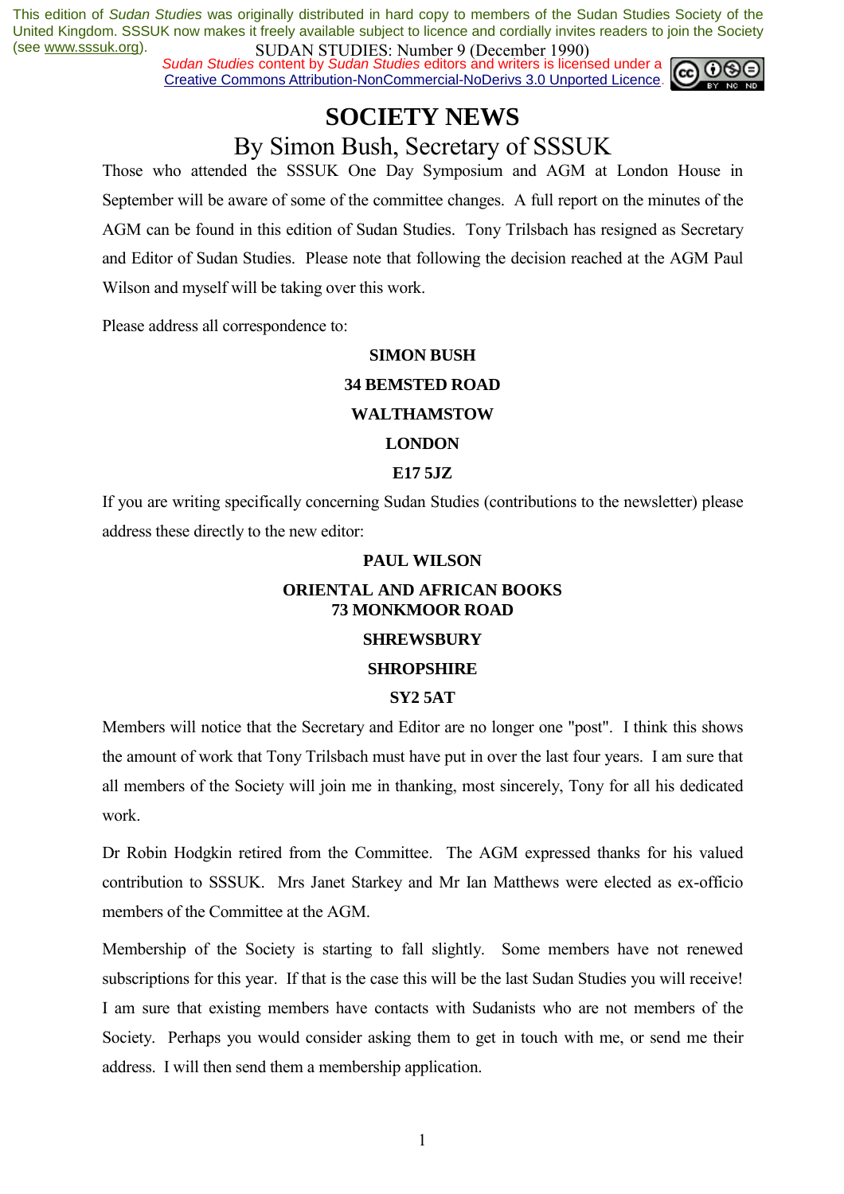# SOCIETY NEWS

## By Simon Bush, Secretary of SSSUK

Those who attended the SSSUK One Day Symposium and AGM at London House in September will be aware of some of the committee changes. A full report on the minutes of the AGM can be found in this edition of Sudan Studies. Tony Trilsbach has resigned as Secretary and Editor of Sudan Studies. Please note that following the decision reached at the AGM Paul Wilson and myself will be taking over this work.

Please address all correspondence to:

**SIMON BUSH**

**34 BEMSTED ROAD**

**WALTHAMSTOW**

**LONDON**

**E17 5JZ**

If you are writing specifically concerning Sudan Studies (contributions to the newsletter) please address these directly to the new editor:

**PAUL WILSON**

**ORIENTAL AND AFRICAN BOOKS**
**73 MONKMOOR ROAD**

**SHREWSBURY**

**SHROPSHIRE**

**SY2 5AT**

Members will notice that the Secretary and Editor are no longer one "post". I think this shows the amount of work that Tony Trilsbach must have put in over the last four years. I am sure that all members of the Society will join me in thanking, most sincerely, Tony for all his dedicated work.

Dr Robin Hodgkin retired from the Committee. The AGM expressed thanks for his valued contribution to SSSUK. Mrs Janet Starkey and Mr Ian Matthews were elected as ex-officio members of the Committee at the AGM.

Membership of the Society is starting to fall slightly. Some members have not renewed subscriptions for this year. If that is the case this will be the last Sudan Studies you will receive! I am sure that existing members have contacts with Sudanists who are not members of the Society. Perhaps you would consider asking them to get in touch with me, or send me their address. I will then send them a membership application.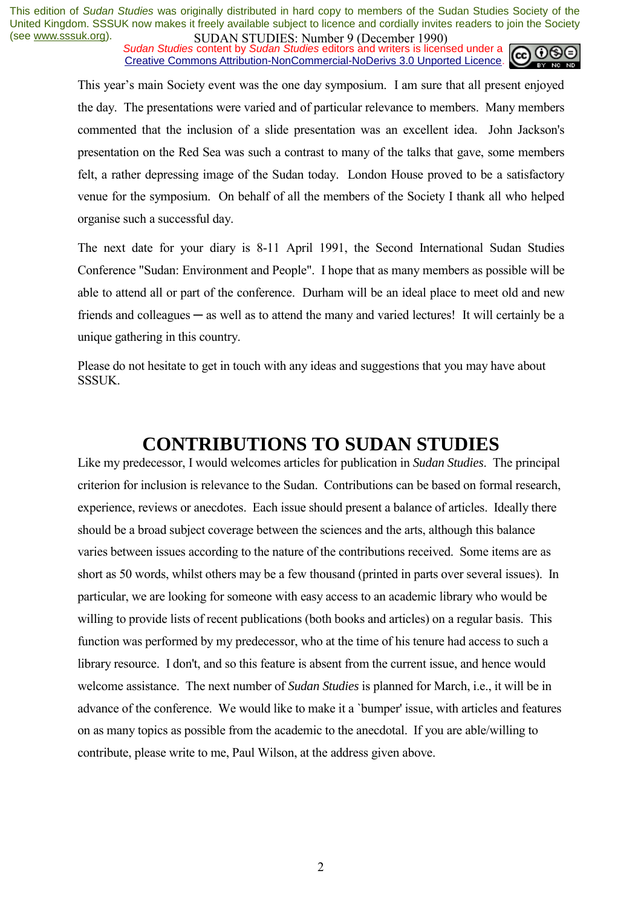This year's main Society event was the one day symposium. I am sure that all present enjoyed the day. The presentations were varied and of particular relevance to members. Many members commented that the inclusion of a slide presentation was an excellent idea. John Jackson's presentation on the Red Sea was such a contrast to many of the talks that gave, some members felt, a rather depressing image of the Sudan today. London House proved to be a satisfactory venue for the symposium. On behalf of all the members of the Society I thank all who helped organise such a successful day.

The next date for your diary is 8-11 April 1991, the Second International Sudan Studies Conference "Sudan: Environment and People". I hope that as many members as possible will be able to attend all or part of the conference. Durham will be an ideal place to meet old and new friends and colleagues — as well as to attend the many and varied lectures! It will certainly be a unique gathering in this country.

Please do not hesitate to get in touch with any ideas and suggestions that you may have about SSSUK.

# CONTRIBUTIONS TO SUDAN STUDIES

Like my predecessor, I would welcomes articles for publication in *Sudan Studies*. The principal criterion for inclusion is relevance to the Sudan. Contributions can be based on formal research, experience, reviews or anecdotes. Each issue should present a balance of articles. Ideally there should be a broad subject coverage between the sciences and the arts, although this balance varies between issues according to the nature of the contributions received. Some items are as short as 50 words, whilst others may be a few thousand (printed in parts over several issues). In particular, we are looking for someone with easy access to an academic library who would be willing to provide lists of recent publications (both books and articles) on a regular basis. This function was performed by my predecessor, who at the time of his tenure had access to such a library resource. I don't, and so this feature is absent from the current issue, and hence would welcome assistance. The next number of *Sudan Studies* is planned for March, i.e., it will be in advance of the conference. We would like to make it a `bumper' issue, with articles and features on as many topics as possible from the academic to the anecdotal. If you are able/willing to contribute, please write to me, Paul Wilson, at the address given above.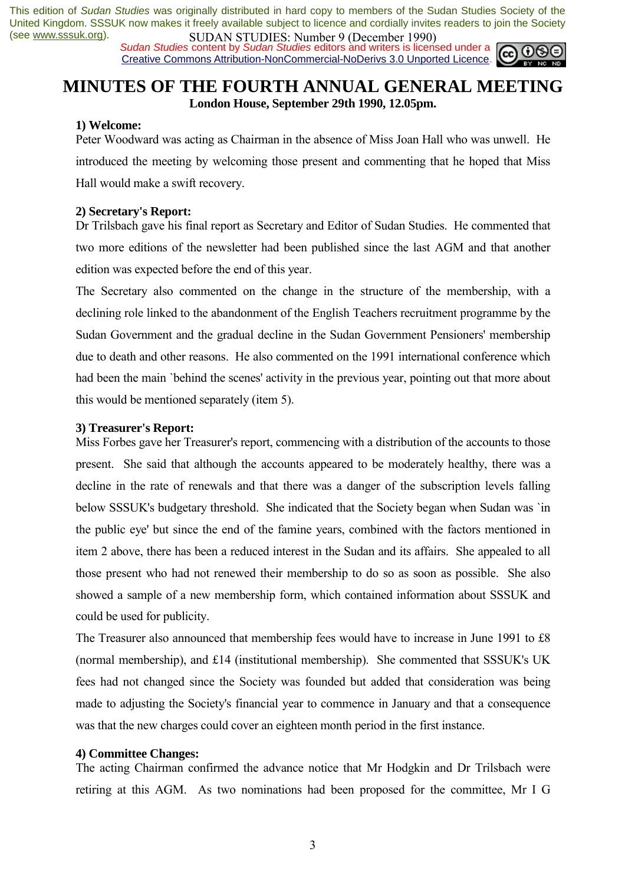# MINUTES OF THE FOURTH ANNUAL GENERAL MEETING

**London House, September 29th 1990, 12.05pm.**

**1) Welcome:**

Peter Woodward was acting as Chairman in the absence of Miss Joan Hall who was unwell. He introduced the meeting by welcoming those present and commenting that he hoped that Miss Hall would make a swift recovery.

**2) Secretary's Report:**

Dr Trilsbach gave his final report as Secretary and Editor of Sudan Studies. He commented that two more editions of the newsletter had been published since the last AGM and that another edition was expected before the end of this year.

The Secretary also commented on the change in the structure of the membership, with a declining role linked to the abandonment of the English Teachers recruitment programme by the Sudan Government and the gradual decline in the Sudan Government Pensioners' membership due to death and other reasons. He also commented on the 1991 international conference which had been the main `behind the scenes' activity in the previous year, pointing out that more about this would be mentioned separately (item 5).

**3) Treasurer's Report:**

Miss Forbes gave her Treasurer's report, commencing with a distribution of the accounts to those present. She said that although the accounts appeared to be moderately healthy, there was a decline in the rate of renewals and that there was a danger of the subscription levels falling below SSSUK's budgetary threshold. She indicated that the Society began when Sudan was `in the public eye' but since the end of the famine years, combined with the factors mentioned in item 2 above, there has been a reduced interest in the Sudan and its affairs. She appealed to all those present who had not renewed their membership to do so as soon as possible. She also showed a sample of a new membership form, which contained information about SSSUK and could be used for publicity.

The Treasurer also announced that membership fees would have to increase in June 1991 to £8 (normal membership), and £14 (institutional membership). She commented that SSSUK's UK fees had not changed since the Society was founded but added that consideration was being made to adjusting the Society's financial year to commence in January and that a consequence was that the new charges could cover an eighteen month period in the first instance.

**4) Committee Changes:**

The acting Chairman confirmed the advance notice that Mr Hodgkin and Dr Trilsbach were retiring at this AGM. As two nominations had been proposed for the committee, Mr I G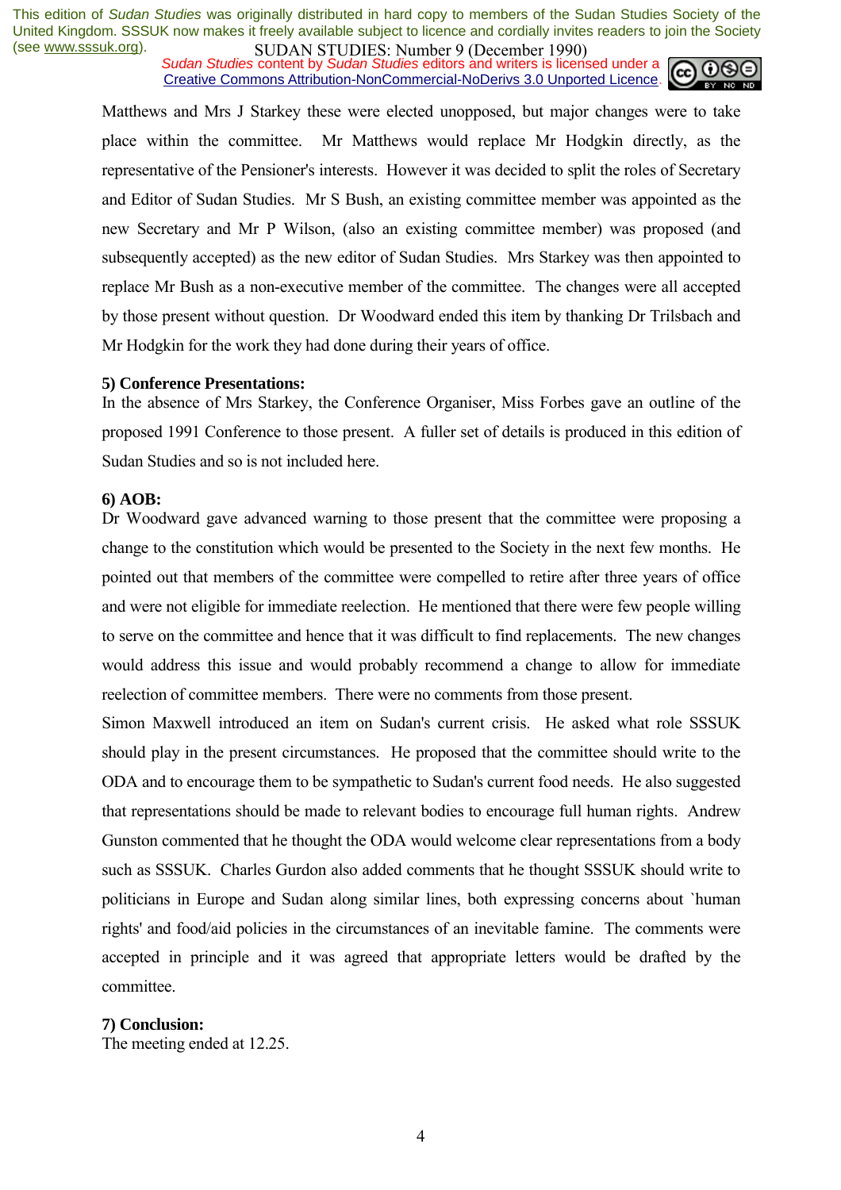Matthews and Mrs J Starkey these were elected unopposed, but major changes were to take place within the committee. Mr Matthews would replace Mr Hodgkin directly, as the representative of the Pensioner's interests. However it was decided to split the roles of Secretary and Editor of Sudan Studies. Mr S Bush, an existing committee member was appointed as the new Secretary and Mr P Wilson, (also an existing committee member) was proposed (and subsequently accepted) as the new editor of Sudan Studies. Mrs Starkey was then appointed to replace Mr Bush as a non-executive member of the committee. The changes were all accepted by those present without question. Dr Woodward ended this item by thanking Dr Trilsbach and Mr Hodgkin for the work they had done during their years of office.

**5) Conference Presentations:**
In the absence of Mrs Starkey, the Conference Organiser, Miss Forbes gave an outline of the proposed 1991 Conference to those present. A fuller set of details is produced in this edition of Sudan Studies and so is not included here.

**6) AOB:**
Dr Woodward gave advanced warning to those present that the committee were proposing a change to the constitution which would be presented to the Society in the next few months. He pointed out that members of the committee were compelled to retire after three years of office and were not eligible for immediate reelection. He mentioned that there were few people willing to serve on the committee and hence that it was difficult to find replacements. The new changes would address this issue and would probably recommend a change to allow for immediate reelection of committee members. There were no comments from those present.

Simon Maxwell introduced an item on Sudan's current crisis. He asked what role SSSUK should play in the present circumstances. He proposed that the committee should write to the ODA and to encourage them to be sympathetic to Sudan's current food needs. He also suggested that representations should be made to relevant bodies to encourage full human rights. Andrew Gunston commented that he thought the ODA would welcome clear representations from a body such as SSSUK. Charles Gurdon also added comments that he thought SSSUK should write to politicians in Europe and Sudan along similar lines, both expressing concerns about `human rights' and food/aid policies in the circumstances of an inevitable famine. The comments were accepted in principle and it was agreed that appropriate letters would be drafted by the committee.

**7) Conclusion:**
The meeting ended at 12.25.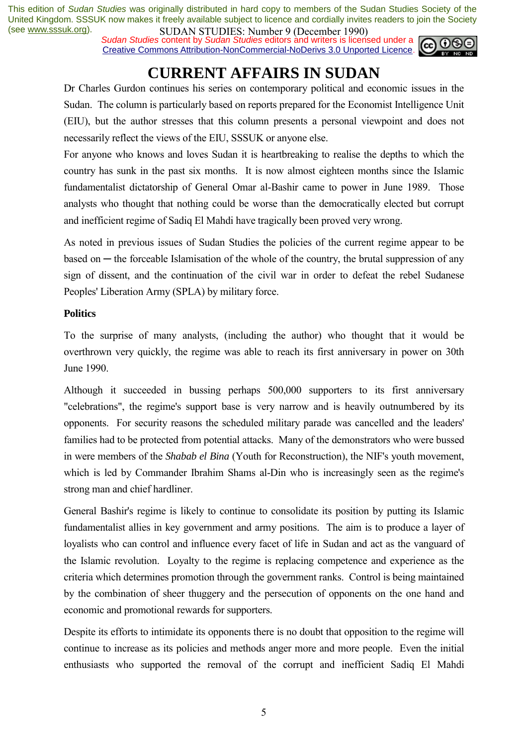This edition of *Sudan Studies* was originally distributed in hard copy to members of the Sudan Studies Society of the United Kingdom. SSSUK now makes it freely available subject to licence and cordially invites readers to join the Society (see www.sssuk.org).

SUDAN STUDIES: Number 9 (December 1990)

*Sudan Studies* content by *Sudan Studies* editors and writers is licensed under a Creative Commons Attribution-NonCommercial-NoDerivs 3.0 Unported Licence.

# CURRENT AFFAIRS IN SUDAN

Dr Charles Gurdon continues his series on contemporary political and economic issues in the Sudan. The column is particularly based on reports prepared for the Economist Intelligence Unit (EIU), but the author stresses that this column presents a personal viewpoint and does not necessarily reflect the views of the EIU, SSSUK or anyone else.

For anyone who knows and loves Sudan it is heartbreaking to realise the depths to which the country has sunk in the past six months. It is now almost eighteen months since the Islamic fundamentalist dictatorship of General Omar al-Bashir came to power in June 1989. Those analysts who thought that nothing could be worse than the democratically elected but corrupt and inefficient regime of Sadiq El Mahdi have tragically been proved very wrong.

As noted in previous issues of Sudan Studies the policies of the current regime appear to be based on ─ the forceable Islamisation of the whole of the country, the brutal suppression of any sign of dissent, and the continuation of the civil war in order to defeat the rebel Sudanese Peoples' Liberation Army (SPLA) by military force.

**Politics**

To the surprise of many analysts, (including the author) who thought that it would be overthrown very quickly, the regime was able to reach its first anniversary in power on 30th June 1990.

Although it succeeded in bussing perhaps 500,000 supporters to its first anniversary "celebrations", the regime's support base is very narrow and is heavily outnumbered by its opponents. For security reasons the scheduled military parade was cancelled and the leaders' families had to be protected from potential attacks. Many of the demonstrators who were bussed in were members of the *Shabab el Bina* (Youth for Reconstruction), the NIF's youth movement, which is led by Commander Ibrahim Shams al-Din who is increasingly seen as the regime's strong man and chief hardliner.

General Bashir's regime is likely to continue to consolidate its position by putting its Islamic fundamentalist allies in key government and army positions. The aim is to produce a layer of loyalists who can control and influence every facet of life in Sudan and act as the vanguard of the Islamic revolution. Loyalty to the regime is replacing competence and experience as the criteria which determines promotion through the government ranks. Control is being maintained by the combination of sheer thuggery and the persecution of opponents on the one hand and economic and promotional rewards for supporters.

Despite its efforts to intimidate its opponents there is no doubt that opposition to the regime will continue to increase as its policies and methods anger more and more people. Even the initial enthusiasts who supported the removal of the corrupt and inefficient Sadiq El Mahdi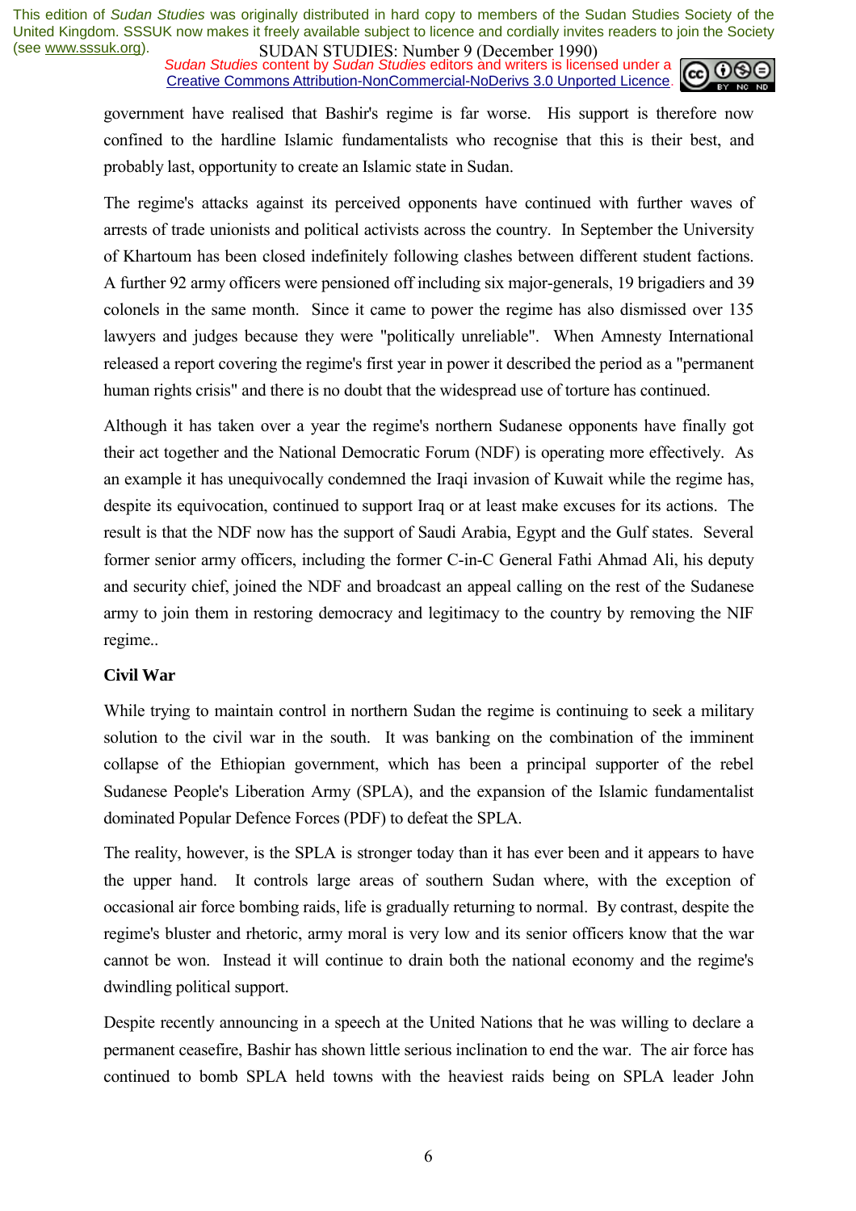government have realised that Bashir's regime is far worse. His support is therefore now confined to the hardline Islamic fundamentalists who recognise that this is their best, and probably last, opportunity to create an Islamic state in Sudan.

The regime's attacks against its perceived opponents have continued with further waves of arrests of trade unionists and political activists across the country. In September the University of Khartoum has been closed indefinitely following clashes between different student factions. A further 92 army officers were pensioned off including six major-generals, 19 brigadiers and 39 colonels in the same month. Since it came to power the regime has also dismissed over 135 lawyers and judges because they were "politically unreliable". When Amnesty International released a report covering the regime's first year in power it described the period as a "permanent human rights crisis" and there is no doubt that the widespread use of torture has continued.

Although it has taken over a year the regime's northern Sudanese opponents have finally got their act together and the National Democratic Forum (NDF) is operating more effectively. As an example it has unequivocally condemned the Iraqi invasion of Kuwait while the regime has, despite its equivocation, continued to support Iraq or at least make excuses for its actions. The result is that the NDF now has the support of Saudi Arabia, Egypt and the Gulf states. Several former senior army officers, including the former C-in-C General Fathi Ahmad Ali, his deputy and security chief, joined the NDF and broadcast an appeal calling on the rest of the Sudanese army to join them in restoring democracy and legitimacy to the country by removing the NIF regime..

**Civil War**

While trying to maintain control in northern Sudan the regime is continuing to seek a military solution to the civil war in the south. It was banking on the combination of the imminent collapse of the Ethiopian government, which has been a principal supporter of the rebel Sudanese People's Liberation Army (SPLA), and the expansion of the Islamic fundamentalist dominated Popular Defence Forces (PDF) to defeat the SPLA.

The reality, however, is the SPLA is stronger today than it has ever been and it appears to have the upper hand. It controls large areas of southern Sudan where, with the exception of occasional air force bombing raids, life is gradually returning to normal. By contrast, despite the regime's bluster and rhetoric, army moral is very low and its senior officers know that the war cannot be won. Instead it will continue to drain both the national economy and the regime's dwindling political support.

Despite recently announcing in a speech at the United Nations that he was willing to declare a permanent ceasefire, Bashir has shown little serious inclination to end the war. The air force has continued to bomb SPLA held towns with the heaviest raids being on SPLA leader John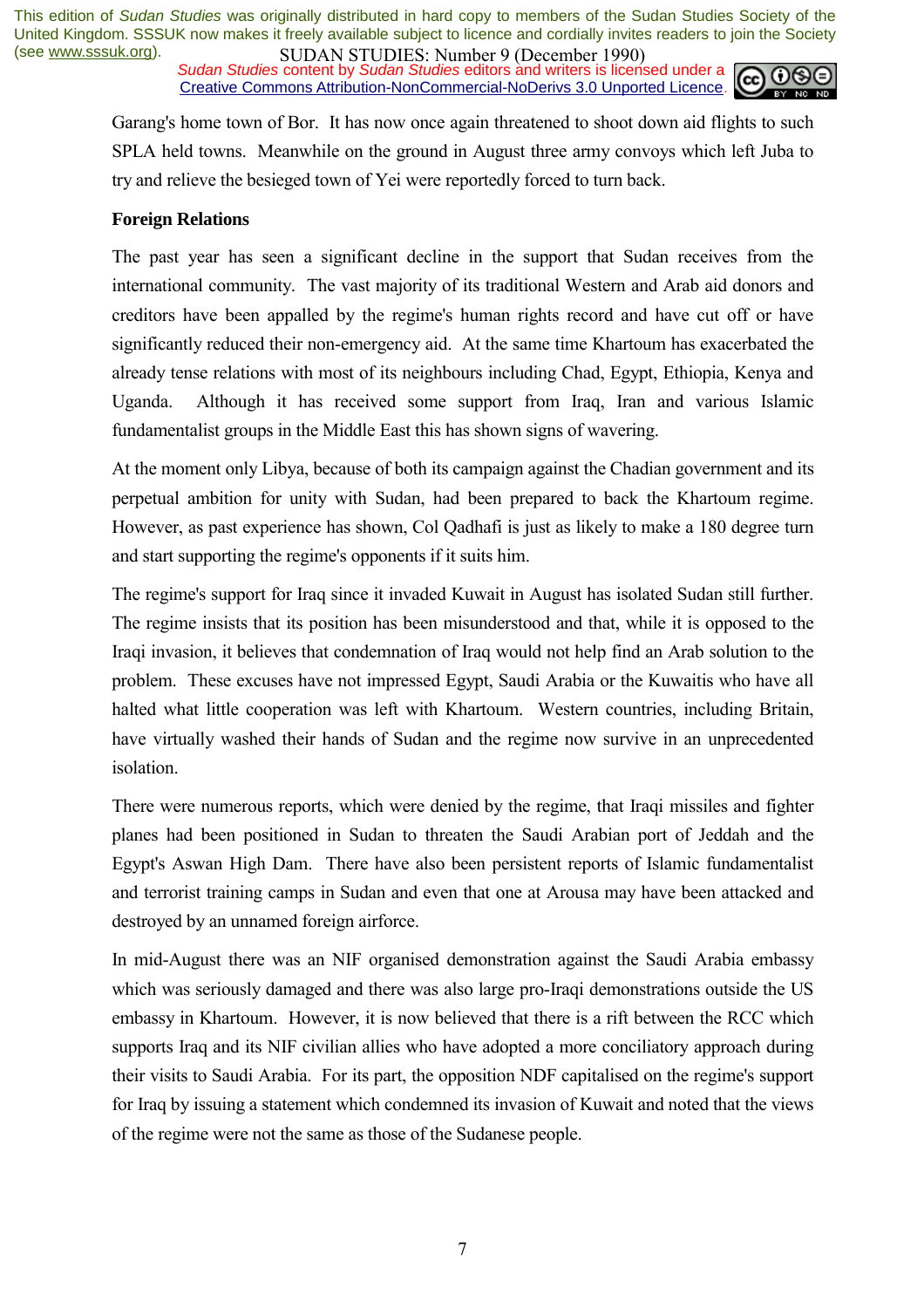Garang's home town of Bor. It has now once again threatened to shoot down aid flights to such SPLA held towns. Meanwhile on the ground in August three army convoys which left Juba to try and relieve the besieged town of Yei were reportedly forced to turn back.

**Foreign Relations**

The past year has seen a significant decline in the support that Sudan receives from the international community. The vast majority of its traditional Western and Arab aid donors and creditors have been appalled by the regime's human rights record and have cut off or have significantly reduced their non-emergency aid. At the same time Khartoum has exacerbated the already tense relations with most of its neighbours including Chad, Egypt, Ethiopia, Kenya and Uganda. Although it has received some support from Iraq, Iran and various Islamic fundamentalist groups in the Middle East this has shown signs of wavering.

At the moment only Libya, because of both its campaign against the Chadian government and its perpetual ambition for unity with Sudan, had been prepared to back the Khartoum regime. However, as past experience has shown, Col Qadhafi is just as likely to make a 180 degree turn and start supporting the regime's opponents if it suits him.

The regime's support for Iraq since it invaded Kuwait in August has isolated Sudan still further. The regime insists that its position has been misunderstood and that, while it is opposed to the Iraqi invasion, it believes that condemnation of Iraq would not help find an Arab solution to the problem. These excuses have not impressed Egypt, Saudi Arabia or the Kuwaitis who have all halted what little cooperation was left with Khartoum. Western countries, including Britain, have virtually washed their hands of Sudan and the regime now survive in an unprecedented isolation.

There were numerous reports, which were denied by the regime, that Iraqi missiles and fighter planes had been positioned in Sudan to threaten the Saudi Arabian port of Jeddah and the Egypt's Aswan High Dam. There have also been persistent reports of Islamic fundamentalist and terrorist training camps in Sudan and even that one at Arousa may have been attacked and destroyed by an unnamed foreign airforce.

In mid-August there was an NIF organised demonstration against the Saudi Arabia embassy which was seriously damaged and there was also large pro-Iraqi demonstrations outside the US embassy in Khartoum. However, it is now believed that there is a rift between the RCC which supports Iraq and its NIF civilian allies who have adopted a more conciliatory approach during their visits to Saudi Arabia. For its part, the opposition NDF capitalised on the regime's support for Iraq by issuing a statement which condemned its invasion of Kuwait and noted that the views of the regime were not the same as those of the Sudanese people.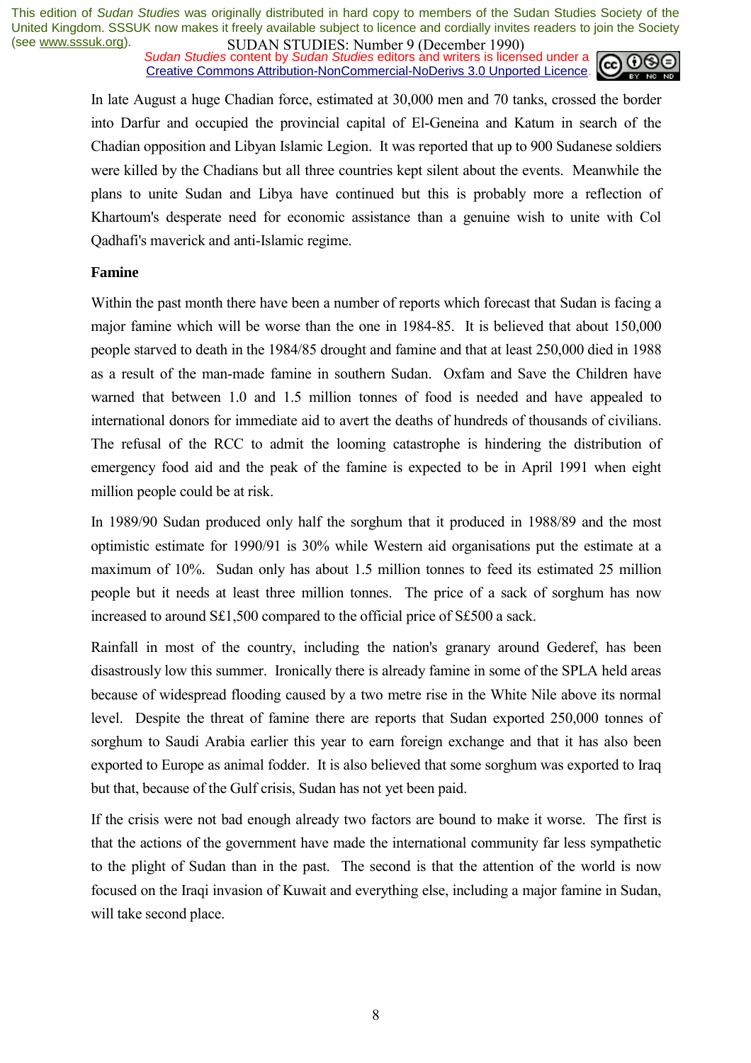In late August a huge Chadian force, estimated at 30,000 men and 70 tanks, crossed the border into Darfur and occupied the provincial capital of El-Geneina and Katum in search of the Chadian opposition and Libyan Islamic Legion. It was reported that up to 900 Sudanese soldiers were killed by the Chadians but all three countries kept silent about the events. Meanwhile the plans to unite Sudan and Libya have continued but this is probably more a reflection of Khartoum's desperate need for economic assistance than a genuine wish to unite with Col Qadhafi's maverick and anti-Islamic regime.

**Famine**

Within the past month there have been a number of reports which forecast that Sudan is facing a major famine which will be worse than the one in 1984-85. It is believed that about 150,000 people starved to death in the 1984/85 drought and famine and that at least 250,000 died in 1988 as a result of the man-made famine in southern Sudan. Oxfam and Save the Children have warned that between 1.0 and 1.5 million tonnes of food is needed and have appealed to international donors for immediate aid to avert the deaths of hundreds of thousands of civilians. The refusal of the RCC to admit the looming catastrophe is hindering the distribution of emergency food aid and the peak of the famine is expected to be in April 1991 when eight million people could be at risk.

In 1989/90 Sudan produced only half the sorghum that it produced in 1988/89 and the most optimistic estimate for 1990/91 is 30% while Western aid organisations put the estimate at a maximum of 10%. Sudan only has about 1.5 million tonnes to feed its estimated 25 million people but it needs at least three million tonnes. The price of a sack of sorghum has now increased to around S£1,500 compared to the official price of S£500 a sack.

Rainfall in most of the country, including the nation's granary around Gederef, has been disastrously low this summer. Ironically there is already famine in some of the SPLA held areas because of widespread flooding caused by a two metre rise in the White Nile above its normal level. Despite the threat of famine there are reports that Sudan exported 250,000 tonnes of sorghum to Saudi Arabia earlier this year to earn foreign exchange and that it has also been exported to Europe as animal fodder. It is also believed that some sorghum was exported to Iraq but that, because of the Gulf crisis, Sudan has not yet been paid.

If the crisis were not bad enough already two factors are bound to make it worse. The first is that the actions of the government have made the international community far less sympathetic to the plight of Sudan than in the past. The second is that the attention of the world is now focused on the Iraqi invasion of Kuwait and everything else, including a major famine in Sudan, will take second place.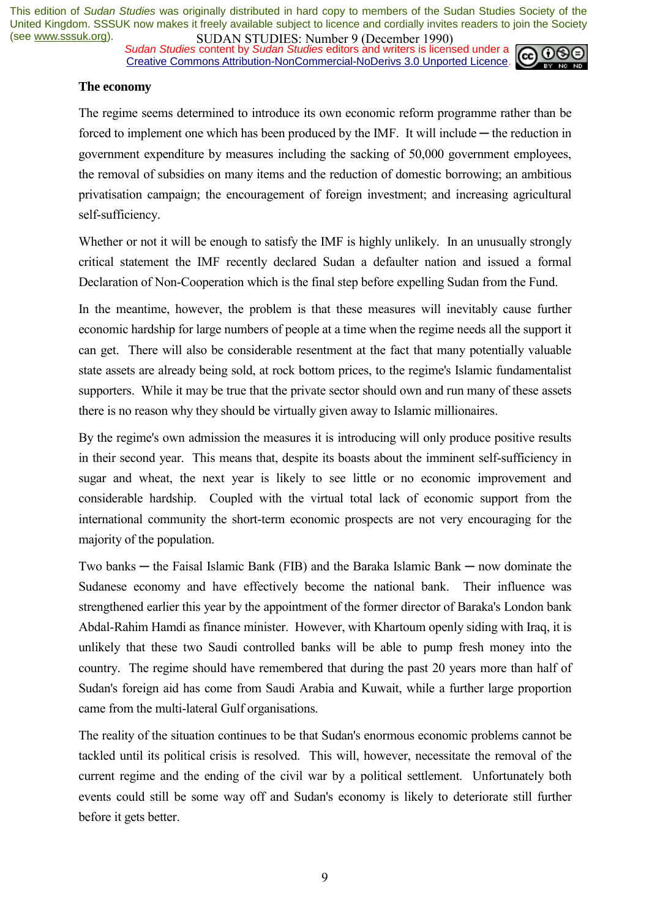## The economy

The regime seems determined to introduce its own economic reform programme rather than be forced to implement one which has been produced by the IMF. It will include ─ the reduction in government expenditure by measures including the sacking of 50,000 government employees, the removal of subsidies on many items and the reduction of domestic borrowing; an ambitious privatisation campaign; the encouragement of foreign investment; and increasing agricultural self-sufficiency.

Whether or not it will be enough to satisfy the IMF is highly unlikely. In an unusually strongly critical statement the IMF recently declared Sudan a defaulter nation and issued a formal Declaration of Non-Cooperation which is the final step before expelling Sudan from the Fund.

In the meantime, however, the problem is that these measures will inevitably cause further economic hardship for large numbers of people at a time when the regime needs all the support it can get. There will also be considerable resentment at the fact that many potentially valuable state assets are already being sold, at rock bottom prices, to the regime's Islamic fundamentalist supporters. While it may be true that the private sector should own and run many of these assets there is no reason why they should be virtually given away to Islamic millionaires.

By the regime's own admission the measures it is introducing will only produce positive results in their second year. This means that, despite its boasts about the imminent self-sufficiency in sugar and wheat, the next year is likely to see little or no economic improvement and considerable hardship. Coupled with the virtual total lack of economic support from the international community the short-term economic prospects are not very encouraging for the majority of the population.

Two banks ─ the Faisal Islamic Bank (FIB) and the Baraka Islamic Bank ─ now dominate the Sudanese economy and have effectively become the national bank. Their influence was strengthened earlier this year by the appointment of the former director of Baraka's London bank Abdal-Rahim Hamdi as finance minister. However, with Khartoum openly siding with Iraq, it is unlikely that these two Saudi controlled banks will be able to pump fresh money into the country. The regime should have remembered that during the past 20 years more than half of Sudan's foreign aid has come from Saudi Arabia and Kuwait, while a further large proportion came from the multi-lateral Gulf organisations.

The reality of the situation continues to be that Sudan's enormous economic problems cannot be tackled until its political crisis is resolved. This will, however, necessitate the removal of the current regime and the ending of the civil war by a political settlement. Unfortunately both events could still be some way off and Sudan's economy is likely to deteriorate still further before it gets better.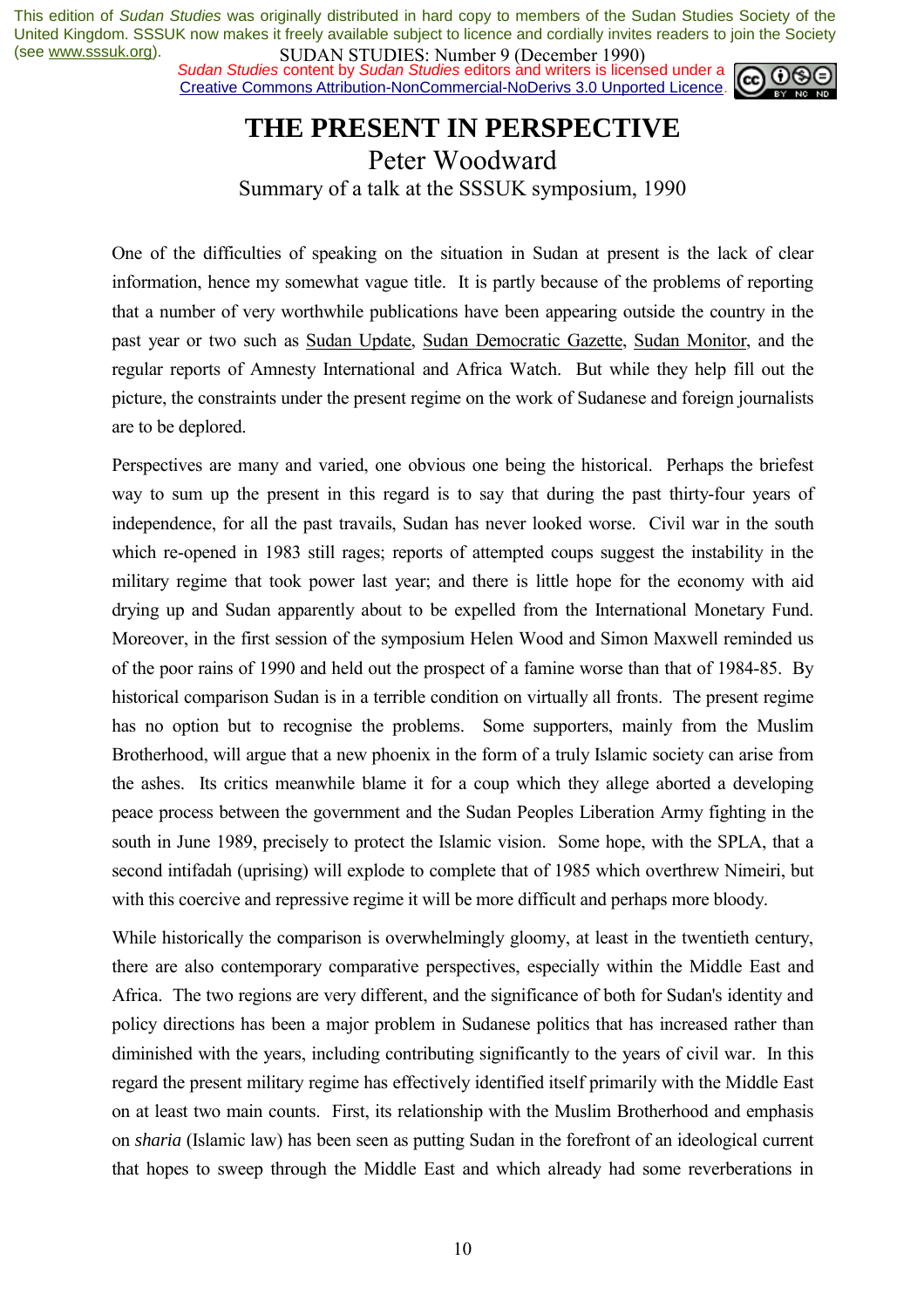This edition of *Sudan Studies* was originally distributed in hard copy to members of the Sudan Studies Society of the United Kingdom. SSSUK now makes it freely available subject to licence and cordially invites readers to join the Society (see www.sssuk.org).

*Sudan Studies* content by *Sudan Studies* editors and writers is licensed under a Creative Commons Attribution-NonCommercial-NoDerivs 3.0 Unported Licence.

# THE PRESENT IN PERSPECTIVE

## Peter Woodward

Summary of a talk at the SSSUK symposium, 1990

One of the difficulties of speaking on the situation in Sudan at present is the lack of clear information, hence my somewhat vague title. It is partly because of the problems of reporting that a number of very worthwhile publications have been appearing outside the country in the past year or two such as Sudan Update, Sudan Democratic Gazette, Sudan Monitor, and the regular reports of Amnesty International and Africa Watch. But while they help fill out the picture, the constraints under the present regime on the work of Sudanese and foreign journalists are to be deplored.

Perspectives are many and varied, one obvious one being the historical. Perhaps the briefest way to sum up the present in this regard is to say that during the past thirty-four years of independence, for all the past travails, Sudan has never looked worse. Civil war in the south which re-opened in 1983 still rages; reports of attempted coups suggest the instability in the military regime that took power last year; and there is little hope for the economy with aid drying up and Sudan apparently about to be expelled from the International Monetary Fund. Moreover, in the first session of the symposium Helen Wood and Simon Maxwell reminded us of the poor rains of 1990 and held out the prospect of a famine worse than that of 1984-85. By historical comparison Sudan is in a terrible condition on virtually all fronts. The present regime has no option but to recognise the problems. Some supporters, mainly from the Muslim Brotherhood, will argue that a new phoenix in the form of a truly Islamic society can arise from the ashes. Its critics meanwhile blame it for a coup which they allege aborted a developing peace process between the government and the Sudan Peoples Liberation Army fighting in the south in June 1989, precisely to protect the Islamic vision. Some hope, with the SPLA, that a second intifadah (uprising) will explode to complete that of 1985 which overthrew Nimeiri, but with this coercive and repressive regime it will be more difficult and perhaps more bloody.

While historically the comparison is overwhelmingly gloomy, at least in the twentieth century, there are also contemporary comparative perspectives, especially within the Middle East and Africa. The two regions are very different, and the significance of both for Sudan's identity and policy directions has been a major problem in Sudanese politics that has increased rather than diminished with the years, including contributing significantly to the years of civil war. In this regard the present military regime has effectively identified itself primarily with the Middle East on at least two main counts. First, its relationship with the Muslim Brotherhood and emphasis on *sharia* (Islamic law) has been seen as putting Sudan in the forefront of an ideological current that hopes to sweep through the Middle East and which already had some reverberations in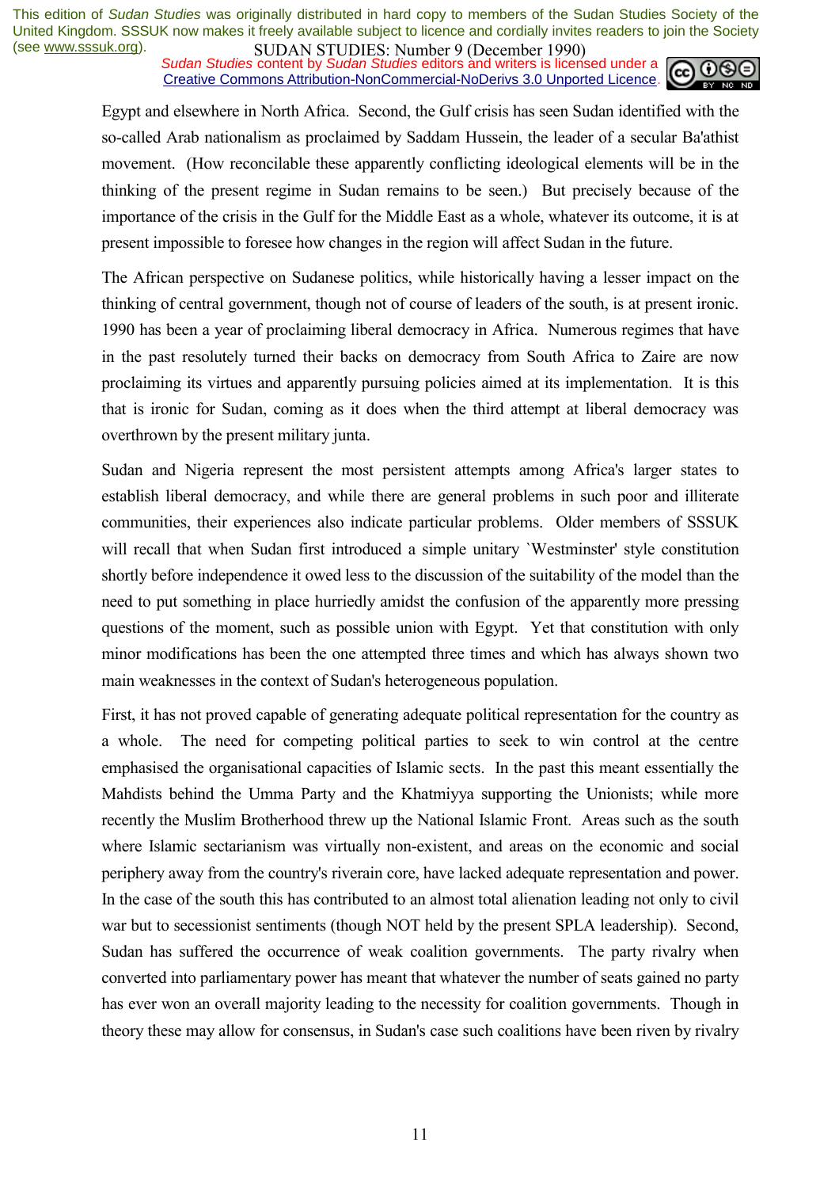Egypt and elsewhere in North Africa. Second, the Gulf crisis has seen Sudan identified with the so-called Arab nationalism as proclaimed by Saddam Hussein, the leader of a secular Ba'athist movement. (How reconcilable these apparently conflicting ideological elements will be in the thinking of the present regime in Sudan remains to be seen.) But precisely because of the importance of the crisis in the Gulf for the Middle East as a whole, whatever its outcome, it is at present impossible to foresee how changes in the region will affect Sudan in the future.

The African perspective on Sudanese politics, while historically having a lesser impact on the thinking of central government, though not of course of leaders of the south, is at present ironic. 1990 has been a year of proclaiming liberal democracy in Africa. Numerous regimes that have in the past resolutely turned their backs on democracy from South Africa to Zaire are now proclaiming its virtues and apparently pursuing policies aimed at its implementation. It is this that is ironic for Sudan, coming as it does when the third attempt at liberal democracy was overthrown by the present military junta.

Sudan and Nigeria represent the most persistent attempts among Africa's larger states to establish liberal democracy, and while there are general problems in such poor and illiterate communities, their experiences also indicate particular problems. Older members of SSSUK will recall that when Sudan first introduced a simple unitary `Westminster' style constitution shortly before independence it owed less to the discussion of the suitability of the model than the need to put something in place hurriedly amidst the confusion of the apparently more pressing questions of the moment, such as possible union with Egypt. Yet that constitution with only minor modifications has been the one attempted three times and which has always shown two main weaknesses in the context of Sudan's heterogeneous population.

First, it has not proved capable of generating adequate political representation for the country as a whole. The need for competing political parties to seek to win control at the centre emphasised the organisational capacities of Islamic sects. In the past this meant essentially the Mahdists behind the Umma Party and the Khatmiyya supporting the Unionists; while more recently the Muslim Brotherhood threw up the National Islamic Front. Areas such as the south where Islamic sectarianism was virtually non-existent, and areas on the economic and social periphery away from the country's riverain core, have lacked adequate representation and power. In the case of the south this has contributed to an almost total alienation leading not only to civil war but to secessionist sentiments (though NOT held by the present SPLA leadership). Second, Sudan has suffered the occurrence of weak coalition governments. The party rivalry when converted into parliamentary power has meant that whatever the number of seats gained no party has ever won an overall majority leading to the necessity for coalition governments. Though in theory these may allow for consensus, in Sudan's case such coalitions have been riven by rivalry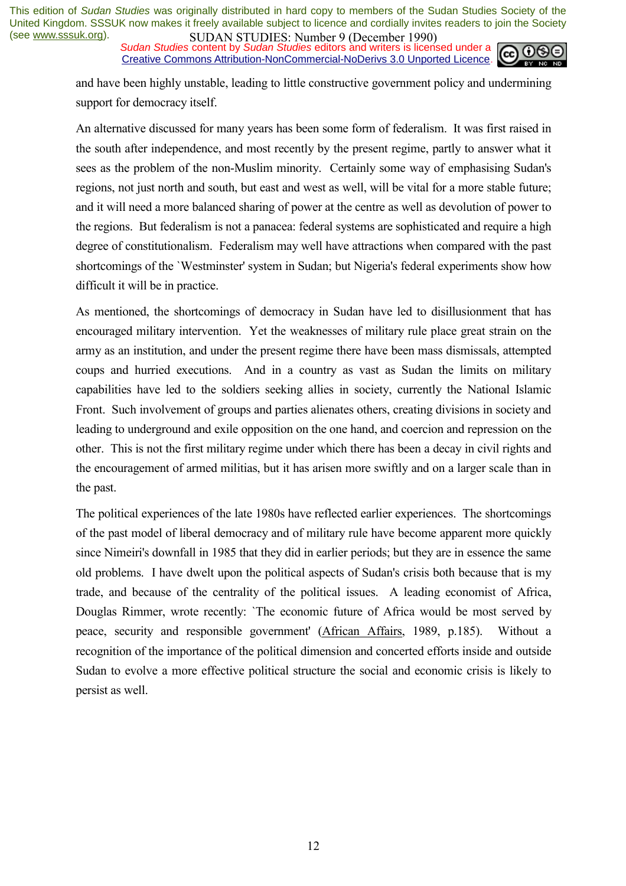and have been highly unstable, leading to little constructive government policy and undermining support for democracy itself.

An alternative discussed for many years has been some form of federalism. It was first raised in the south after independence, and most recently by the present regime, partly to answer what it sees as the problem of the non-Muslim minority. Certainly some way of emphasising Sudan's regions, not just north and south, but east and west as well, will be vital for a more stable future; and it will need a more balanced sharing of power at the centre as well as devolution of power to the regions. But federalism is not a panacea: federal systems are sophisticated and require a high degree of constitutionalism. Federalism may well have attractions when compared with the past shortcomings of the `Westminster' system in Sudan; but Nigeria's federal experiments show how difficult it will be in practice.

As mentioned, the shortcomings of democracy in Sudan have led to disillusionment that has encouraged military intervention. Yet the weaknesses of military rule place great strain on the army as an institution, and under the present regime there have been mass dismissals, attempted coups and hurried executions. And in a country as vast as Sudan the limits on military capabilities have led to the soldiers seeking allies in society, currently the National Islamic Front. Such involvement of groups and parties alienates others, creating divisions in society and leading to underground and exile opposition on the one hand, and coercion and repression on the other. This is not the first military regime under which there has been a decay in civil rights and the encouragement of armed militias, but it has arisen more swiftly and on a larger scale than in the past.

The political experiences of the late 1980s have reflected earlier experiences. The shortcomings of the past model of liberal democracy and of military rule have become apparent more quickly since Nimeiri's downfall in 1985 that they did in earlier periods; but they are in essence the same old problems. I have dwelt upon the political aspects of Sudan's crisis both because that is my trade, and because of the centrality of the political issues. A leading economist of Africa, Douglas Rimmer, wrote recently: `The economic future of Africa would be most served by peace, security and responsible government' (African Affairs, 1989, p.185). Without a recognition of the importance of the political dimension and concerted efforts inside and outside Sudan to evolve a more effective political structure the social and economic crisis is likely to persist as well.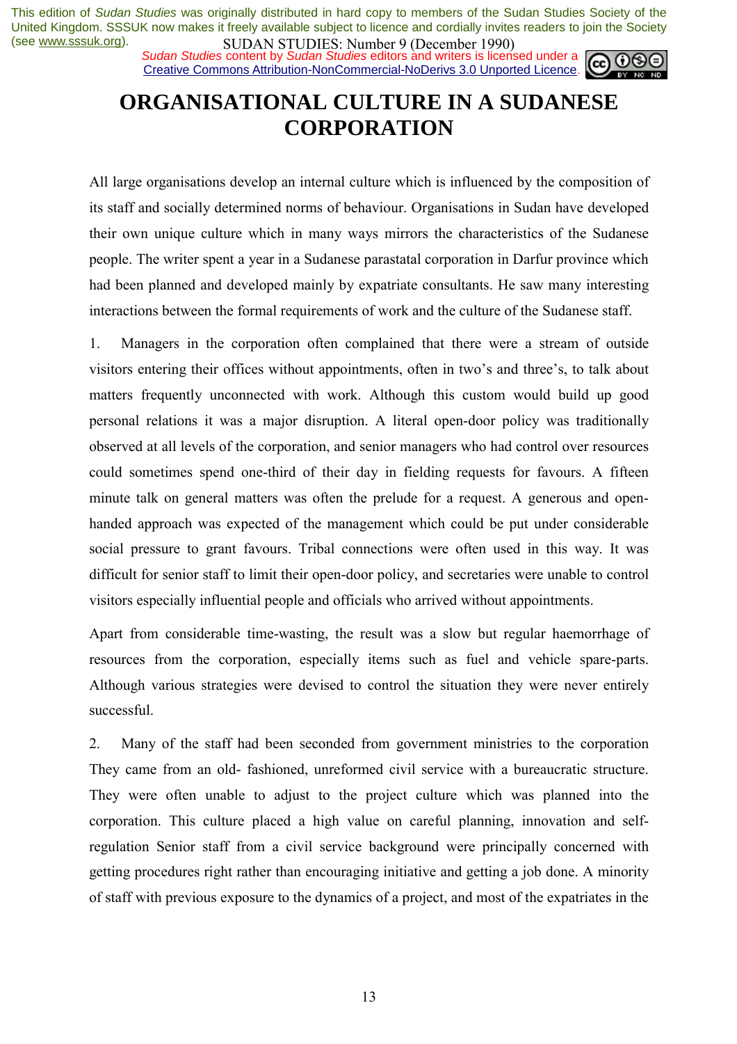# ORGANISATIONAL CULTURE IN A SUDANESE CORPORATION

All large organisations develop an internal culture which is influenced by the composition of its staff and socially determined norms of behaviour. Organisations in Sudan have developed their own unique culture which in many ways mirrors the characteristics of the Sudanese people. The writer spent a year in a Sudanese parastatal corporation in Darfur province which had been planned and developed mainly by expatriate consultants. He saw many interesting interactions between the formal requirements of work and the culture of the Sudanese staff.

1. Managers in the corporation often complained that there were a stream of outside visitors entering their offices without appointments, often in two's and three's, to talk about matters frequently unconnected with work. Although this custom would build up good personal relations it was a major disruption. A literal open-door policy was traditionally observed at all levels of the corporation, and senior managers who had control over resources could sometimes spend one-third of their day in fielding requests for favours. A fifteen minute talk on general matters was often the prelude for a request. A generous and open-handed approach was expected of the management which could be put under considerable social pressure to grant favours. Tribal connections were often used in this way. It was difficult for senior staff to limit their open-door policy, and secretaries were unable to control visitors especially influential people and officials who arrived without appointments.

Apart from considerable time-wasting, the result was a slow but regular haemorrhage of resources from the corporation, especially items such as fuel and vehicle spare-parts. Although various strategies were devised to control the situation they were never entirely successful.

2. Many of the staff had been seconded from government ministries to the corporation They came from an old- fashioned, unreformed civil service with a bureaucratic structure. They were often unable to adjust to the project culture which was planned into the corporation. This culture placed a high value on careful planning, innovation and self-regulation Senior staff from a civil service background were principally concerned with getting procedures right rather than encouraging initiative and getting a job done. A minority of staff with previous exposure to the dynamics of a project, and most of the expatriates in the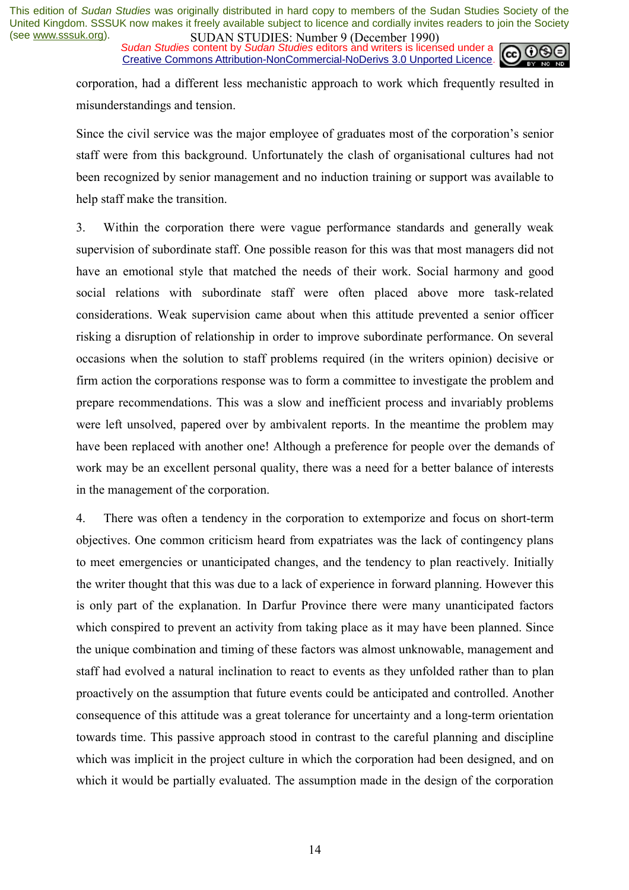corporation, had a different less mechanistic approach to work which frequently resulted in misunderstandings and tension.

Since the civil service was the major employee of graduates most of the corporation's senior staff were from this background. Unfortunately the clash of organisational cultures had not been recognized by senior management and no induction training or support was available to help staff make the transition.

3. Within the corporation there were vague performance standards and generally weak supervision of subordinate staff. One possible reason for this was that most managers did not have an emotional style that matched the needs of their work. Social harmony and good social relations with subordinate staff were often placed above more task-related considerations. Weak supervision came about when this attitude prevented a senior officer risking a disruption of relationship in order to improve subordinate performance. On several occasions when the solution to staff problems required (in the writers opinion) decisive or firm action the corporations response was to form a committee to investigate the problem and prepare recommendations. This was a slow and inefficient process and invariably problems were left unsolved, papered over by ambivalent reports. In the meantime the problem may have been replaced with another one! Although a preference for people over the demands of work may be an excellent personal quality, there was a need for a better balance of interests in the management of the corporation.

4. There was often a tendency in the corporation to extemporize and focus on short-term objectives. One common criticism heard from expatriates was the lack of contingency plans to meet emergencies or unanticipated changes, and the tendency to plan reactively. Initially the writer thought that this was due to a lack of experience in forward planning. However this is only part of the explanation. In Darfur Province there were many unanticipated factors which conspired to prevent an activity from taking place as it may have been planned. Since the unique combination and timing of these factors was almost unknowable, management and staff had evolved a natural inclination to react to events as they unfolded rather than to plan proactively on the assumption that future events could be anticipated and controlled. Another consequence of this attitude was a great tolerance for uncertainty and a long-term orientation towards time. This passive approach stood in contrast to the careful planning and discipline which was implicit in the project culture in which the corporation had been designed, and on which it would be partially evaluated. The assumption made in the design of the corporation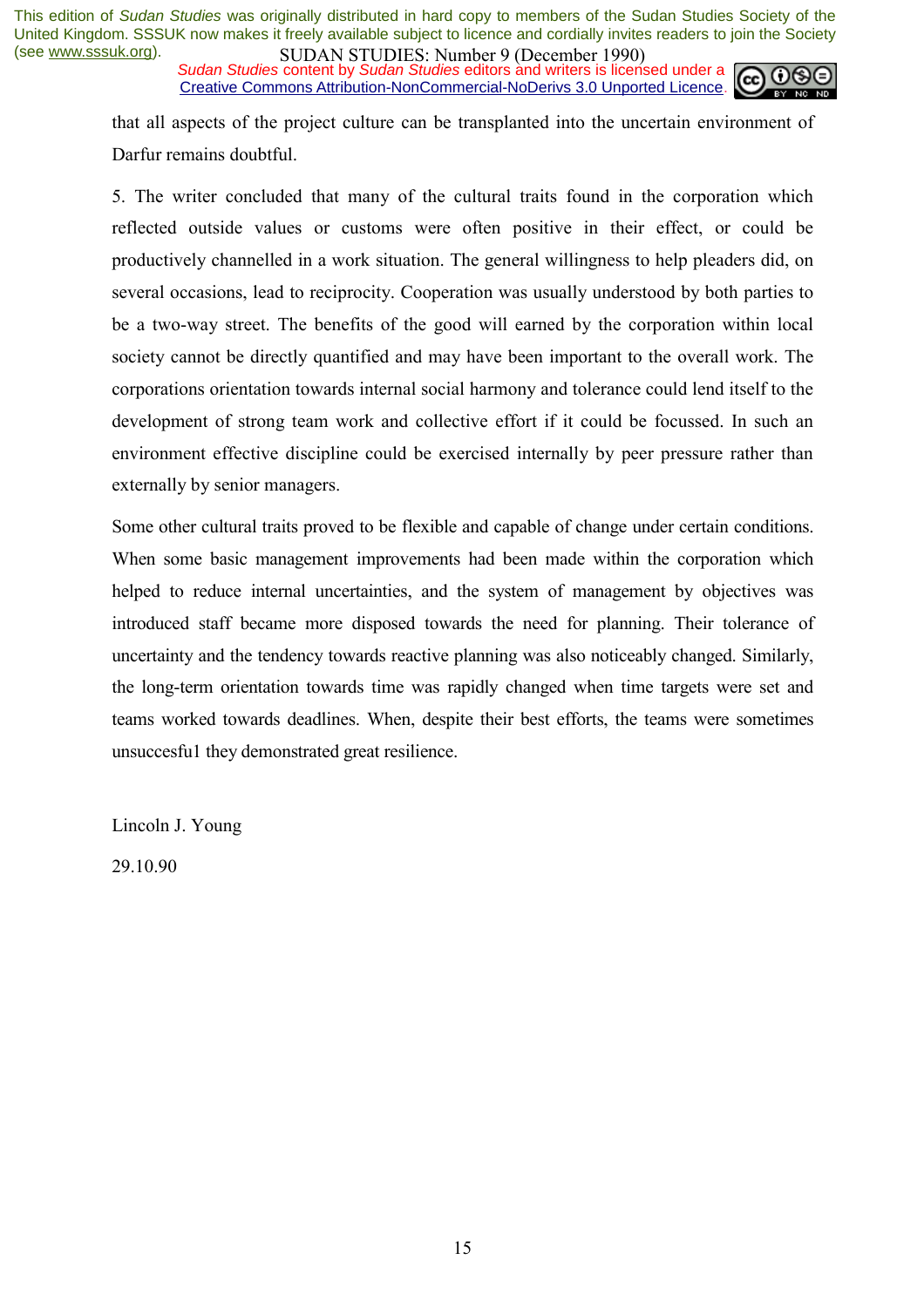that all aspects of the project culture can be transplanted into the uncertain environment of Darfur remains doubtful.

5. The writer concluded that many of the cultural traits found in the corporation which reflected outside values or customs were often positive in their effect, or could be productively channelled in a work situation. The general willingness to help pleaders did, on several occasions, lead to reciprocity. Cooperation was usually understood by both parties to be a two-way street. The benefits of the good will earned by the corporation within local society cannot be directly quantified and may have been important to the overall work. The corporations orientation towards internal social harmony and tolerance could lend itself to the development of strong team work and collective effort if it could be focussed. In such an environment effective discipline could be exercised internally by peer pressure rather than externally by senior managers.

Some other cultural traits proved to be flexible and capable of change under certain conditions. When some basic management improvements had been made within the corporation which helped to reduce internal uncertainties, and the system of management by objectives was introduced staff became more disposed towards the need for planning. Their tolerance of uncertainty and the tendency towards reactive planning was also noticeably changed. Similarly, the long-term orientation towards time was rapidly changed when time targets were set and teams worked towards deadlines. When, despite their best efforts, the teams were sometimes unsuccesfu1 they demonstrated great resilience.

Lincoln J. Young

29.10.90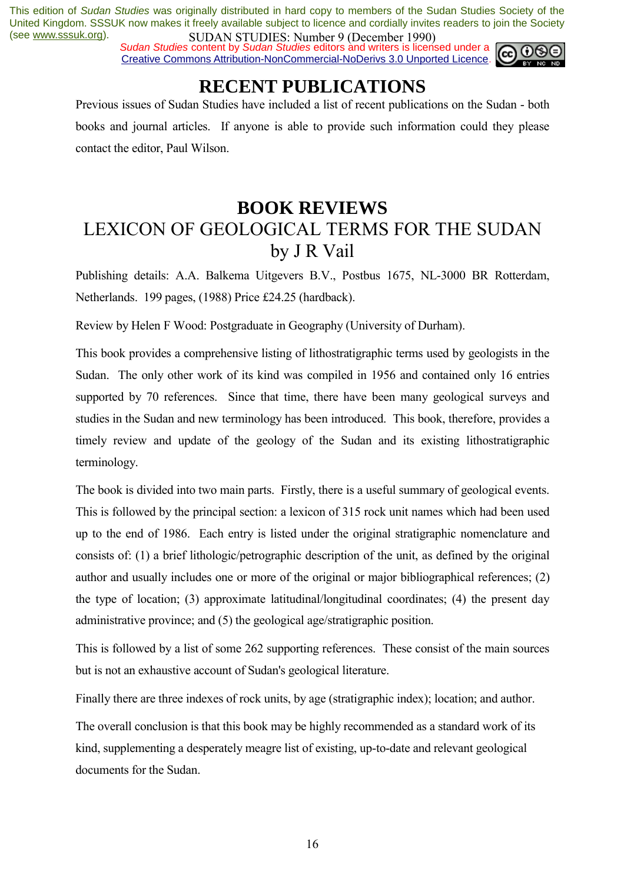# RECENT PUBLICATIONS

Previous issues of Sudan Studies have included a list of recent publications on the Sudan - both books and journal articles. If anyone is able to provide such information could they please contact the editor, Paul Wilson.

# BOOK REVIEWS

## LEXICON OF GEOLOGICAL TERMS FOR THE SUDAN
## by J R Vail

Publishing details: A.A. Balkema Uitgevers B.V., Postbus 1675, NL-3000 BR Rotterdam, Netherlands. 199 pages, (1988) Price £24.25 (hardback).

Review by Helen F Wood: Postgraduate in Geography (University of Durham).

This book provides a comprehensive listing of lithostratigraphic terms used by geologists in the Sudan. The only other work of its kind was compiled in 1956 and contained only 16 entries supported by 70 references. Since that time, there have been many geological surveys and studies in the Sudan and new terminology has been introduced. This book, therefore, provides a timely review and update of the geology of the Sudan and its existing lithostratigraphic terminology.

The book is divided into two main parts. Firstly, there is a useful summary of geological events. This is followed by the principal section: a lexicon of 315 rock unit names which had been used up to the end of 1986. Each entry is listed under the original stratigraphic nomenclature and consists of: (1) a brief lithologic/petrographic description of the unit, as defined by the original author and usually includes one or more of the original or major bibliographical references; (2) the type of location; (3) approximate latitudinal/longitudinal coordinates; (4) the present day administrative province; and (5) the geological age/stratigraphic position.

This is followed by a list of some 262 supporting references. These consist of the main sources but is not an exhaustive account of Sudan's geological literature.

Finally there are three indexes of rock units, by age (stratigraphic index); location; and author.

The overall conclusion is that this book may be highly recommended as a standard work of its kind, supplementing a desperately meagre list of existing, up-to-date and relevant geological documents for the Sudan.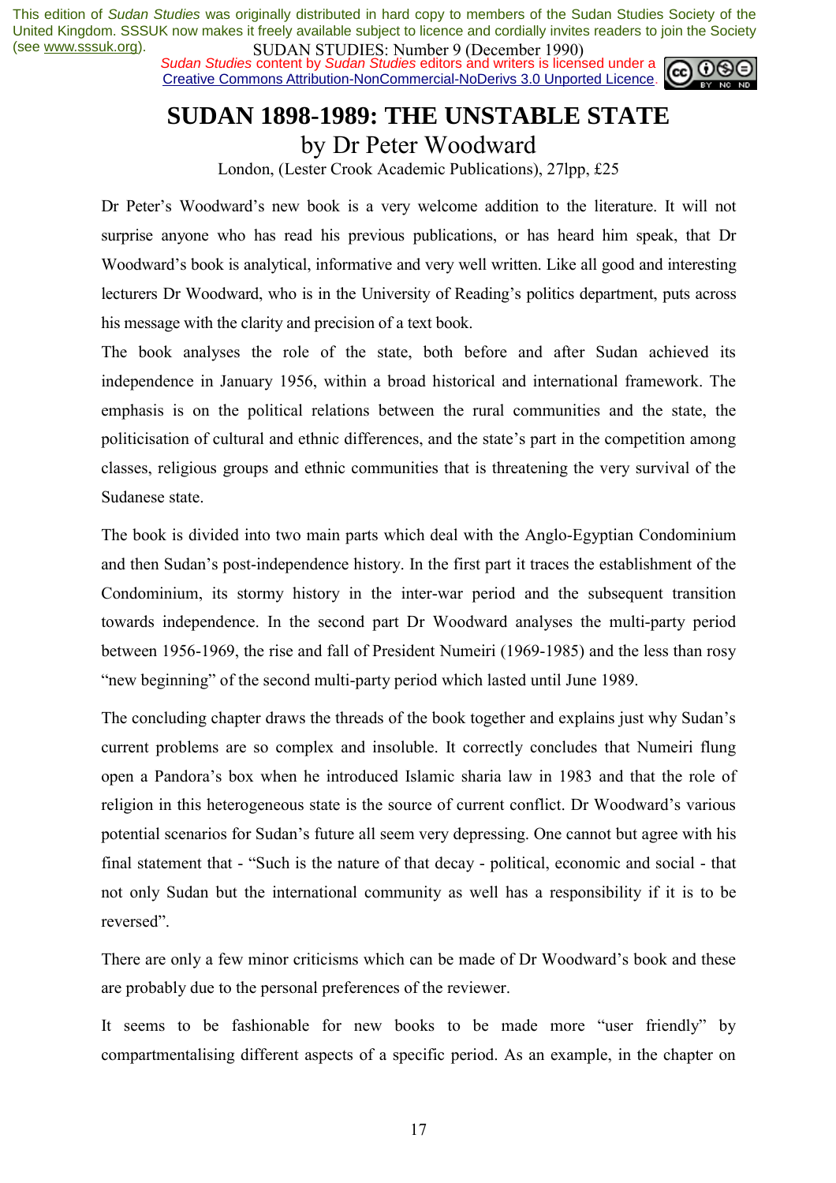# SUDAN 1898-1989: THE UNSTABLE STATE

## by Dr Peter Woodward

London, (Lester Crook Academic Publications), 27lpp, £25

Dr Peter's Woodward's new book is a very welcome addition to the literature. It will not surprise anyone who has read his previous publications, or has heard him speak, that Dr Woodward's book is analytical, informative and very well written. Like all good and interesting lecturers Dr Woodward, who is in the University of Reading's politics department, puts across his message with the clarity and precision of a text book.

The book analyses the role of the state, both before and after Sudan achieved its independence in January 1956, within a broad historical and international framework. The emphasis is on the political relations between the rural communities and the state, the politicisation of cultural and ethnic differences, and the state's part in the competition among classes, religious groups and ethnic communities that is threatening the very survival of the Sudanese state.

The book is divided into two main parts which deal with the Anglo-Egyptian Condominium and then Sudan's post-independence history. In the first part it traces the establishment of the Condominium, its stormy history in the inter-war period and the subsequent transition towards independence. In the second part Dr Woodward analyses the multi-party period between 1956-1969, the rise and fall of President Numeiri (1969-1985) and the less than rosy "new beginning" of the second multi-party period which lasted until June 1989.

The concluding chapter draws the threads of the book together and explains just why Sudan's current problems are so complex and insoluble. It correctly concludes that Numeiri flung open a Pandora's box when he introduced Islamic sharia law in 1983 and that the role of religion in this heterogeneous state is the source of current conflict. Dr Woodward's various potential scenarios for Sudan's future all seem very depressing. One cannot but agree with his final statement that - "Such is the nature of that decay - political, economic and social - that not only Sudan but the international community as well has a responsibility if it is to be reversed".

There are only a few minor criticisms which can be made of Dr Woodward's book and these are probably due to the personal preferences of the reviewer.

It seems to be fashionable for new books to be made more "user friendly" by compartmentalising different aspects of a specific period. As an example, in the chapter on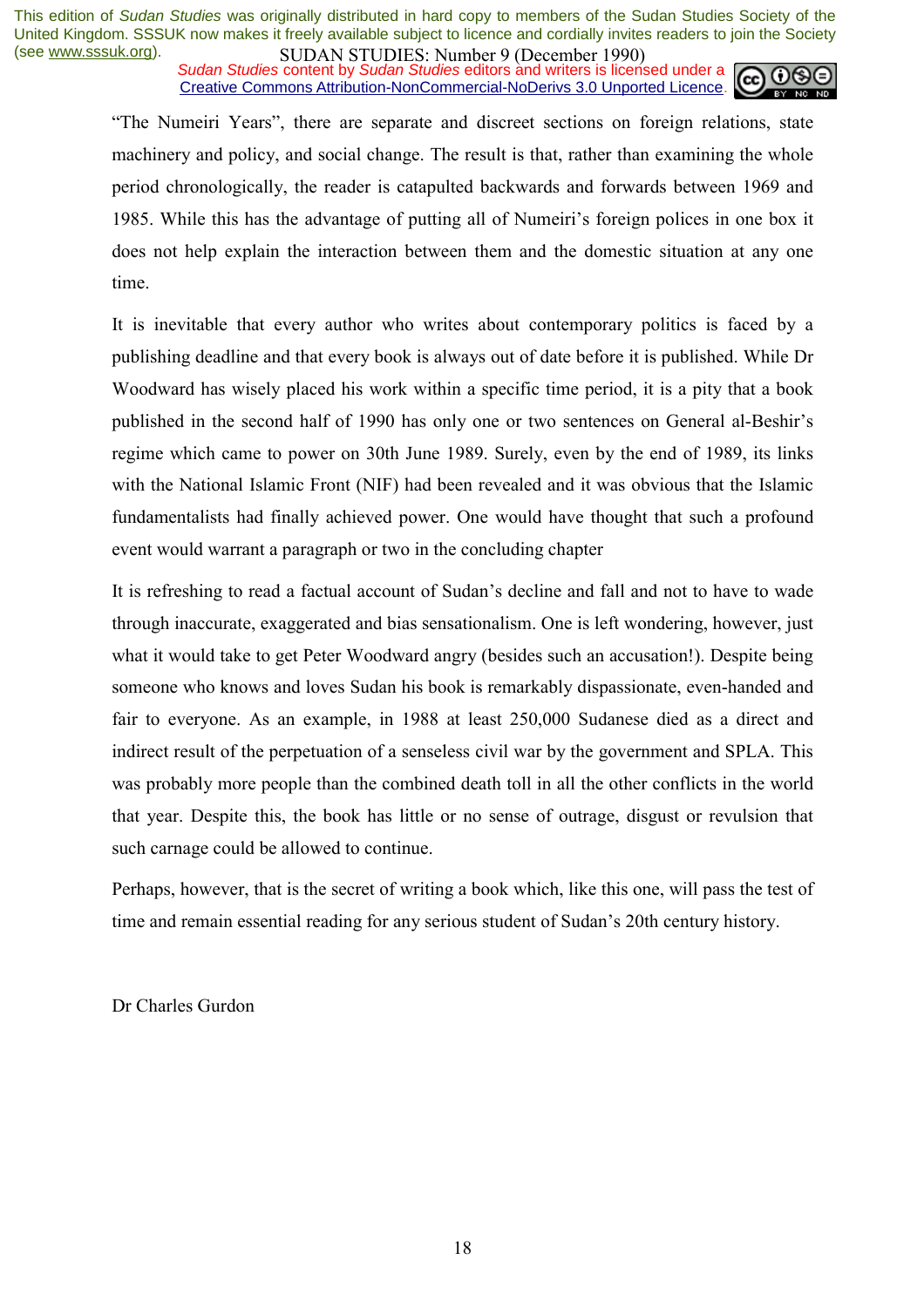"The Numeiri Years", there are separate and discreet sections on foreign relations, state machinery and policy, and social change. The result is that, rather than examining the whole period chronologically, the reader is catapulted backwards and forwards between 1969 and 1985. While this has the advantage of putting all of Numeiri's foreign polices in one box it does not help explain the interaction between them and the domestic situation at any one time.

It is inevitable that every author who writes about contemporary politics is faced by a publishing deadline and that every book is always out of date before it is published. While Dr Woodward has wisely placed his work within a specific time period, it is a pity that a book published in the second half of 1990 has only one or two sentences on General al-Beshir's regime which came to power on 30th June 1989. Surely, even by the end of 1989, its links with the National Islamic Front (NIF) had been revealed and it was obvious that the Islamic fundamentalists had finally achieved power. One would have thought that such a profound event would warrant a paragraph or two in the concluding chapter

It is refreshing to read a factual account of Sudan's decline and fall and not to have to wade through inaccurate, exaggerated and bias sensationalism. One is left wondering, however, just what it would take to get Peter Woodward angry (besides such an accusation!). Despite being someone who knows and loves Sudan his book is remarkably dispassionate, even-handed and fair to everyone. As an example, in 1988 at least 250,000 Sudanese died as a direct and indirect result of the perpetuation of a senseless civil war by the government and SPLA. This was probably more people than the combined death toll in all the other conflicts in the world that year. Despite this, the book has little or no sense of outrage, disgust or revulsion that such carnage could be allowed to continue.

Perhaps, however, that is the secret of writing a book which, like this one, will pass the test of time and remain essential reading for any serious student of Sudan's 20th century history.

Dr Charles Gurdon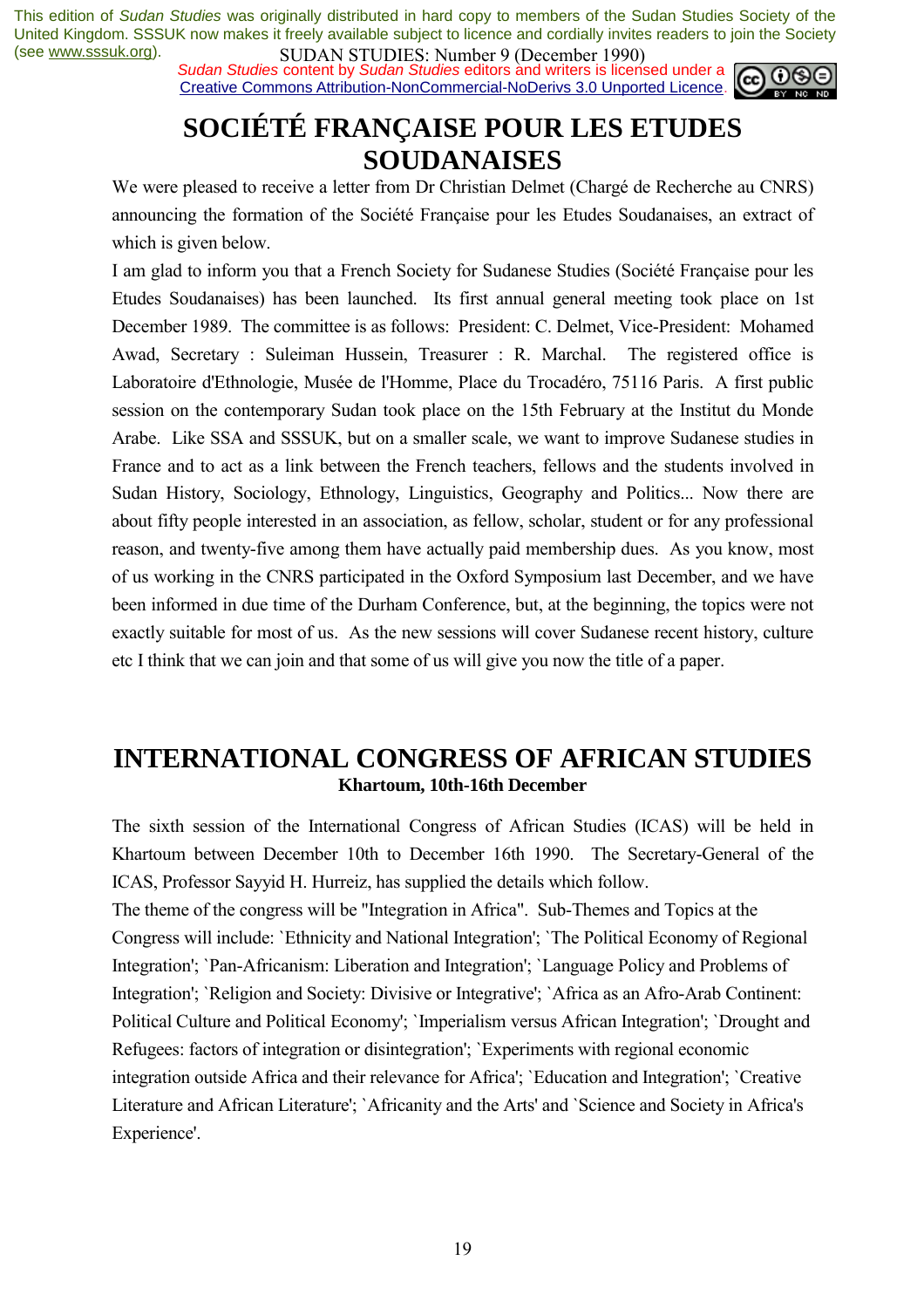# SOCIÉTÉ FRANÇAISE POUR LES ETUDES SOUDANAISES

We were pleased to receive a letter from Dr Christian Delmet (Chargé de Recherche au CNRS) announcing the formation of the Société Française pour les Etudes Soudanaises, an extract of which is given below.

I am glad to inform you that a French Society for Sudanese Studies (Société Française pour les Etudes Soudanaises) has been launched. Its first annual general meeting took place on 1st December 1989. The committee is as follows: President: C. Delmet, Vice-President: Mohamed Awad, Secretary : Suleiman Hussein, Treasurer : R. Marchal. The registered office is Laboratoire d'Ethnologie, Musée de l'Homme, Place du Trocadéro, 75116 Paris. A first public session on the contemporary Sudan took place on the 15th February at the Institut du Monde Arabe. Like SSA and SSSUK, but on a smaller scale, we want to improve Sudanese studies in France and to act as a link between the French teachers, fellows and the students involved in Sudan History, Sociology, Ethnology, Linguistics, Geography and Politics... Now there are about fifty people interested in an association, as fellow, scholar, student or for any professional reason, and twenty-five among them have actually paid membership dues. As you know, most of us working in the CNRS participated in the Oxford Symposium last December, and we have been informed in due time of the Durham Conference, but, at the beginning, the topics were not exactly suitable for most of us. As the new sessions will cover Sudanese recent history, culture etc I think that we can join and that some of us will give you now the title of a paper.

# INTERNATIONAL CONGRESS OF AFRICAN STUDIES

**Khartoum, 10th-16th December**

The sixth session of the International Congress of African Studies (ICAS) will be held in Khartoum between December 10th to December 16th 1990. The Secretary-General of the ICAS, Professor Sayyid H. Hurreiz, has supplied the details which follow.

The theme of the congress will be "Integration in Africa". Sub-Themes and Topics at the Congress will include: `Ethnicity and National Integration'; `The Political Economy of Regional Integration'; `Pan-Africanism: Liberation and Integration'; `Language Policy and Problems of Integration'; `Religion and Society: Divisive or Integrative'; `Africa as an Afro-Arab Continent: Political Culture and Political Economy'; `Imperialism versus African Integration'; `Drought and Refugees: factors of integration or disintegration'; `Experiments with regional economic integration outside Africa and their relevance for Africa'; `Education and Integration'; `Creative Literature and African Literature'; `Africanity and the Arts' and `Science and Society in Africa's Experience'.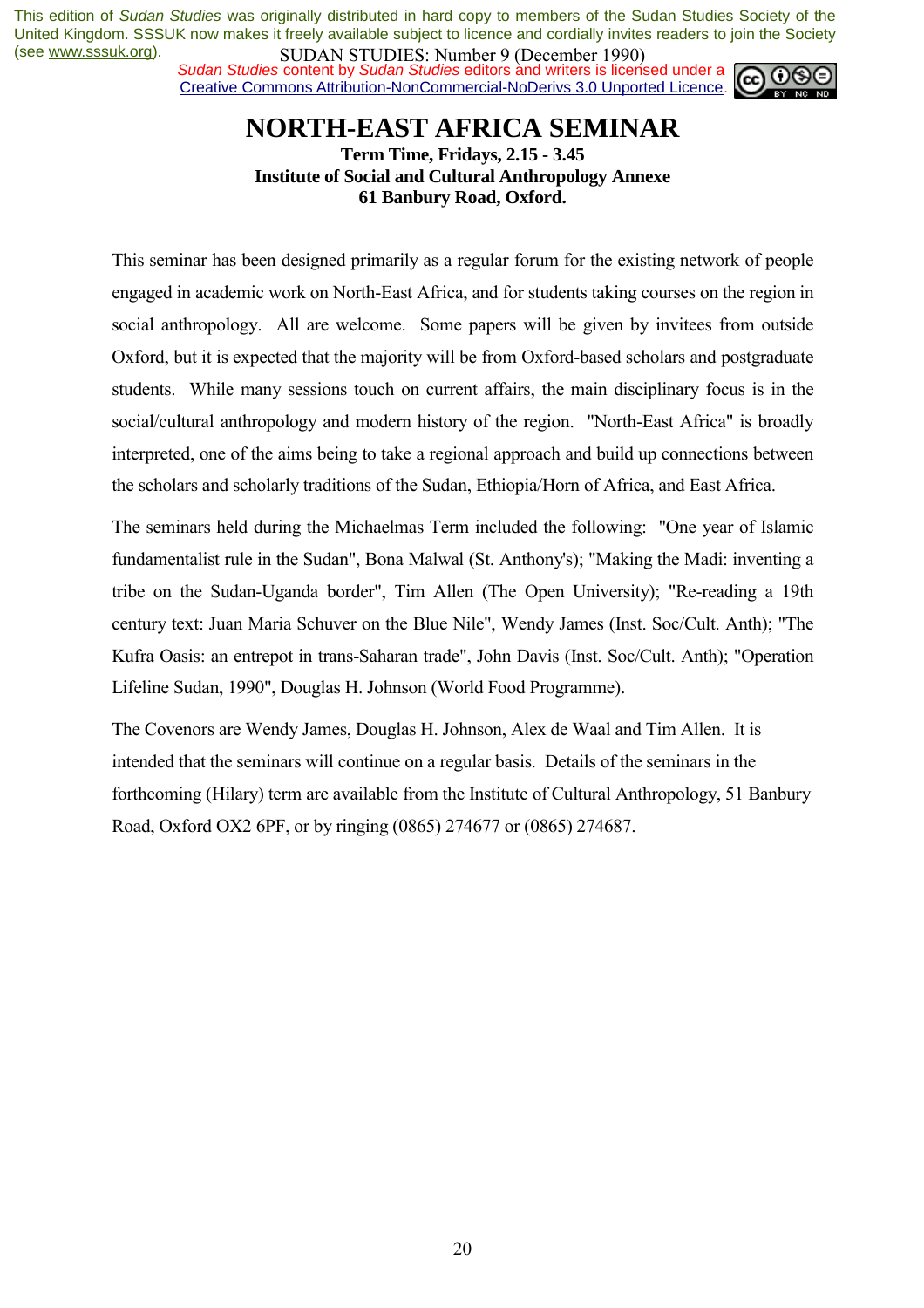# NORTH-EAST AFRICA SEMINAR

**Term Time, Fridays, 2.15 - 3.45**
**Institute of Social and Cultural Anthropology Annexe**
**61 Banbury Road, Oxford.**

This seminar has been designed primarily as a regular forum for the existing network of people engaged in academic work on North-East Africa, and for students taking courses on the region in social anthropology. All are welcome. Some papers will be given by invitees from outside Oxford, but it is expected that the majority will be from Oxford-based scholars and postgraduate students. While many sessions touch on current affairs, the main disciplinary focus is in the social/cultural anthropology and modern history of the region. "North-East Africa" is broadly interpreted, one of the aims being to take a regional approach and build up connections between the scholars and scholarly traditions of the Sudan, Ethiopia/Horn of Africa, and East Africa.

The seminars held during the Michaelmas Term included the following: "One year of Islamic fundamentalist rule in the Sudan", Bona Malwal (St. Anthony's); "Making the Madi: inventing a tribe on the Sudan-Uganda border", Tim Allen (The Open University); "Re-reading a 19th century text: Juan Maria Schuver on the Blue Nile", Wendy James (Inst. Soc/Cult. Anth); "The Kufra Oasis: an entrepot in trans-Saharan trade", John Davis (Inst. Soc/Cult. Anth); "Operation Lifeline Sudan, 1990", Douglas H. Johnson (World Food Programme).

The Covenors are Wendy James, Douglas H. Johnson, Alex de Waal and Tim Allen. It is intended that the seminars will continue on a regular basis. Details of the seminars in the forthcoming (Hilary) term are available from the Institute of Cultural Anthropology, 51 Banbury Road, Oxford OX2 6PF, or by ringing (0865) 274677 or (0865) 274687.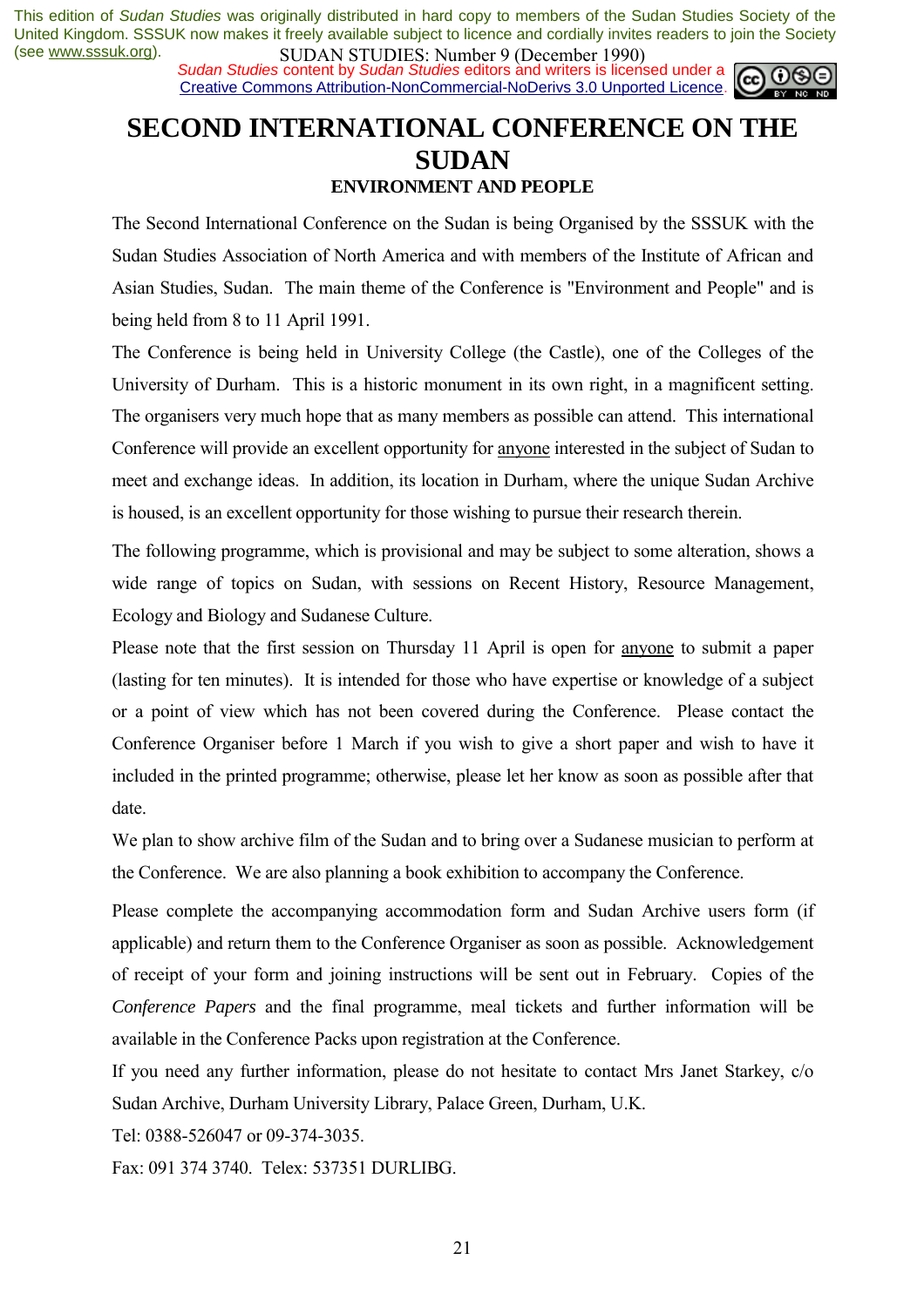# SECOND INTERNATIONAL CONFERENCE ON THE SUDAN

## ENVIRONMENT AND PEOPLE

The Second International Conference on the Sudan is being Organised by the SSSUK with the Sudan Studies Association of North America and with members of the Institute of African and Asian Studies, Sudan. The main theme of the Conference is "Environment and People" and is being held from 8 to 11 April 1991.

The Conference is being held in University College (the Castle), one of the Colleges of the University of Durham. This is a historic monument in its own right, in a magnificent setting. The organisers very much hope that as many members as possible can attend. This international Conference will provide an excellent opportunity for anyone interested in the subject of Sudan to meet and exchange ideas. In addition, its location in Durham, where the unique Sudan Archive is housed, is an excellent opportunity for those wishing to pursue their research therein.

The following programme, which is provisional and may be subject to some alteration, shows a wide range of topics on Sudan, with sessions on Recent History, Resource Management, Ecology and Biology and Sudanese Culture.

Please note that the first session on Thursday 11 April is open for anyone to submit a paper (lasting for ten minutes). It is intended for those who have expertise or knowledge of a subject or a point of view which has not been covered during the Conference. Please contact the Conference Organiser before 1 March if you wish to give a short paper and wish to have it included in the printed programme; otherwise, please let her know as soon as possible after that date.

We plan to show archive film of the Sudan and to bring over a Sudanese musician to perform at the Conference. We are also planning a book exhibition to accompany the Conference.

Please complete the accompanying accommodation form and Sudan Archive users form (if applicable) and return them to the Conference Organiser as soon as possible. Acknowledgement of receipt of your form and joining instructions will be sent out in February. Copies of the *Conference Papers* and the final programme, meal tickets and further information will be available in the Conference Packs upon registration at the Conference.

If you need any further information, please do not hesitate to contact Mrs Janet Starkey, c/o Sudan Archive, Durham University Library, Palace Green, Durham, U.K.

Tel: 0388-526047 or 09-374-3035.

Fax: 091 374 3740. Telex: 537351 DURLIBG.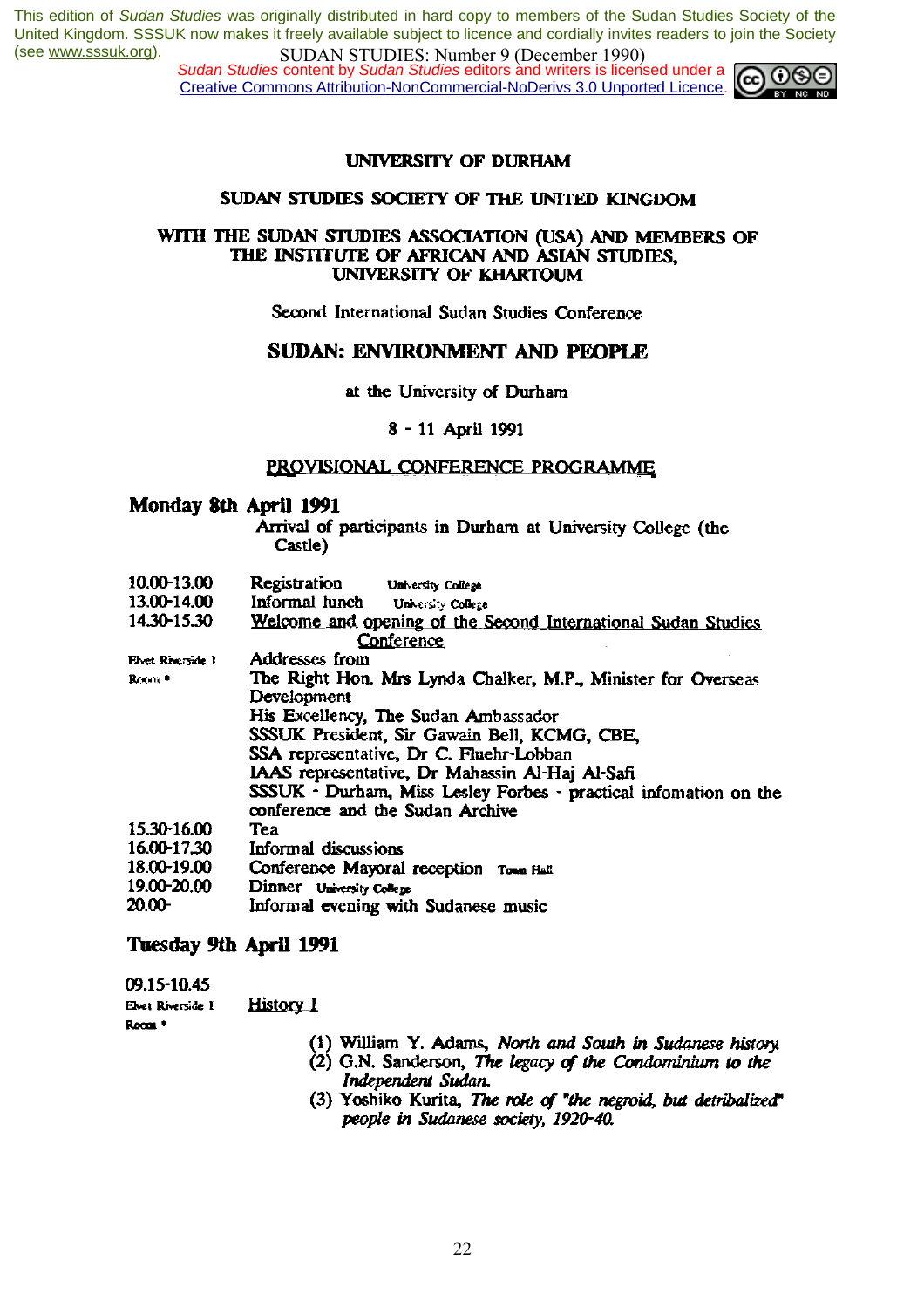UNIVERSITY OF DURHAM

SUDAN STUDIES SOCIETY OF THE UNITED KINGDOM

WITH THE SUDAN STUDIES ASSOCIATION (USA) AND MEMBERS OF THE INSTITUTE OF AFRICAN AND ASIAN STUDIES, UNIVERSITY OF KHARTOUM

Second International Sudan Studies Conference

# SUDAN: ENVIRONMENT AND PEOPLE

at the University of Durham

8 - 11 April 1991

PROVISIONAL CONFERENCE PROGRAMME

## Monday 8th April 1991

Arrival of participants in Durham at University College (the Castle)

| | |
|---|---|
| 10.00-13.00 | Registration University College |
| 13.00-14.00 | Informal lunch University College |
| 14.30-15.30 | Welcome and opening of the Second International Sudan Studies Conference |
| Elvet Riverside 1 Room * | Addresses from<br>The Right Hon. Mrs Lynda Chalker, M.P., Minister for Overseas Development<br>His Excellency, The Sudan Ambassador<br>SSSUK President, Sir Gawain Bell, KCMG, CBE,<br>SSA representative, Dr C. Fluehr-Lobban<br>IAAS representative, Dr Mahassin Al-Haj Al-Safi<br>SSSUK - Durham, Miss Lesley Forbes - practical infomation on the conference and the Sudan Archive |
| 15.30-16.00 | Tea |
| 16.00-17.30 | Informal discussions |
| 18.00-19.00 | Conference Mayoral reception Town Hall |
| 19.00-20.00 | Dinner University College |
| 20.00- | Informal evening with Sudanese music |

## Tuesday 9th April 1991

09.15-10.45

Elvet Riverside 1 Room * — History I

(1) William Y. Adams, *North and South in Sudanese history.*
(2) G.N. Sanderson, *The legacy of the Condominium to the Independent Sudan.*
(3) Yoshiko Kurita, *The role of "the negroid, but detribalized" people in Sudanese society, 1920-40.*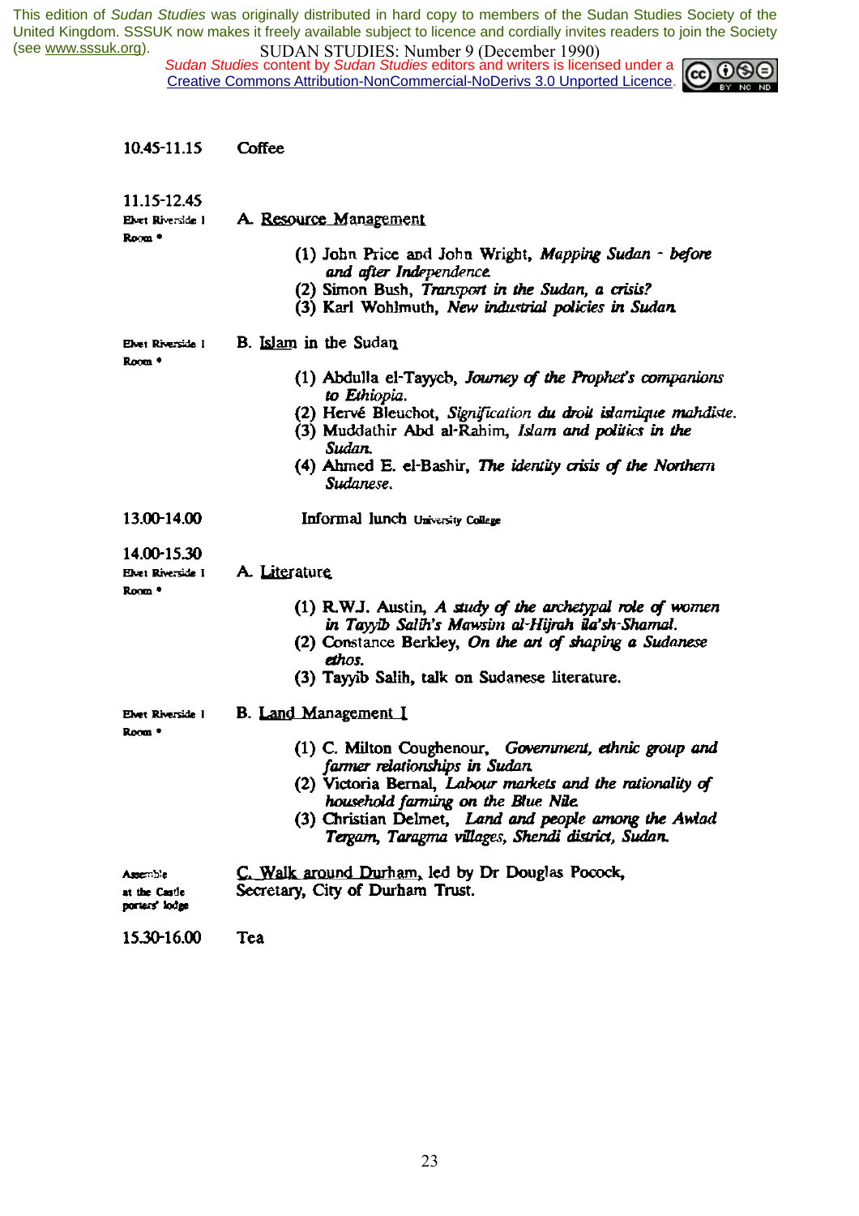10.45-11.15 Coffee

11.15-12.45

Elvet Riverside I Room *

A. Resource Management

(1) John Price and John Wright, *Mapping Sudan - before and after Independence.*
(2) Simon Bush, *Transport in the Sudan, a crisis?*
(3) Karl Wohlmuth, *New industrial policies in Sudan.*

Elvet Riverside I Room *

B. Islam in the Sudan

(1) Abdulla el-Tayyeb, *Journey of the Prophet's companions to Ethiopia.*
(2) Hervé Bleuchot, *Signification du droit islamique mahdiste.*
(3) Muddathir Abd al-Rahim, *Islam and politics in the Sudan.*
(4) Ahmed E. el-Bashir, *The identity crisis of the Northern Sudanese.*

13.00-14.00 Informal lunch University College

14.00-15.30

Elvet Riverside I Room *

A. Literature

(1) R.W.J. Austin, *A study of the archetypal role of women in Tayyib Salih's Mawsim al-Hijrah ila'sh-Shamal.*
(2) Constance Berkley, *On the art of shaping a Sudanese ethos.*
(3) Tayyib Salih, talk on Sudanese literature.

Elvet Riverside I Room *

B. Land Management I

(1) C. Milton Coughenour, *Government, ethnic group and farmer relationships in Sudan.*
(2) Victoria Bernal, *Labour markets and the rationality of household farming on the Blue Nile.*
(3) Christian Delmet, *Land and people among the Awlad Tergam, Taragma villages, Shendi district, Sudan.*

Assemble at the Castle porters' lodge

C. Walk around Durham, led by Dr Douglas Pocock, Secretary, City of Durham Trust.

15.30-16.00 Tea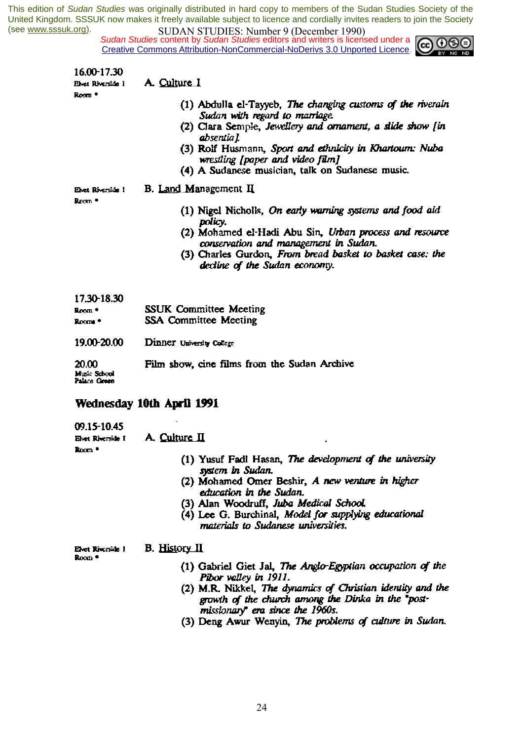16.00-17.30

Elvet Riverside I
Room *

A. Culture I

(1) Abdulla el-Tayyeb, *The changing customs of the riverain Sudan with regard to marriage.*
(2) Clara Semple, *Jewellery and ornament, a slide show [in absentia].*
(3) Rolf Husmann, *Sport and ethnicity in Khartoum: Nuba wrestling [paper and video film]*
(4) A Sudanese musician, talk on Sudanese music.

Elvet Riverside I
Room *

B. Land Management II

(1) Nigel Nicholls, *On early warning systems and food aid policy.*
(2) Mohamed el-Hadi Abu Sin, *Urban process and resource conservation and management in Sudan.*
(3) Charles Gurdon, *From bread basket to basket case: the decline of the Sudan economy.*

17.30-18.30

Room * SSUK Committee Meeting
Rooms * SSA Committee Meeting

19.00-20.00 Dinner University College

20.00
Music School
Palace Green

Film show, cine films from the Sudan Archive

## Wednesday 10th April 1991

09.15-10.45

Elvet Riverside I
Room *

A. Culture II

(1) Yusuf Fadl Hasan, *The development of the university system in Sudan.*
(2) Mohamed Omer Beshir, *A new venture in higher education in the Sudan.*
(3) Alan Woodruff, *Juba Medical School.*
(4) Lee G. Burchinal, *Model for supplying educational materials to Sudanese universities.*

Elvet Riverside I
Room *

B. History II

(1) Gabriel Giet Jal, *The Anglo-Egyptian occupation of the Pibor valley in 1911.*
(2) M.R. Nikkel, *The dynamics of Christian identity and the growth of the church among the Dinka in the "post-missionary" era since the 1960s.*
(3) Deng Awur Wenyin, *The problems of culture in Sudan.*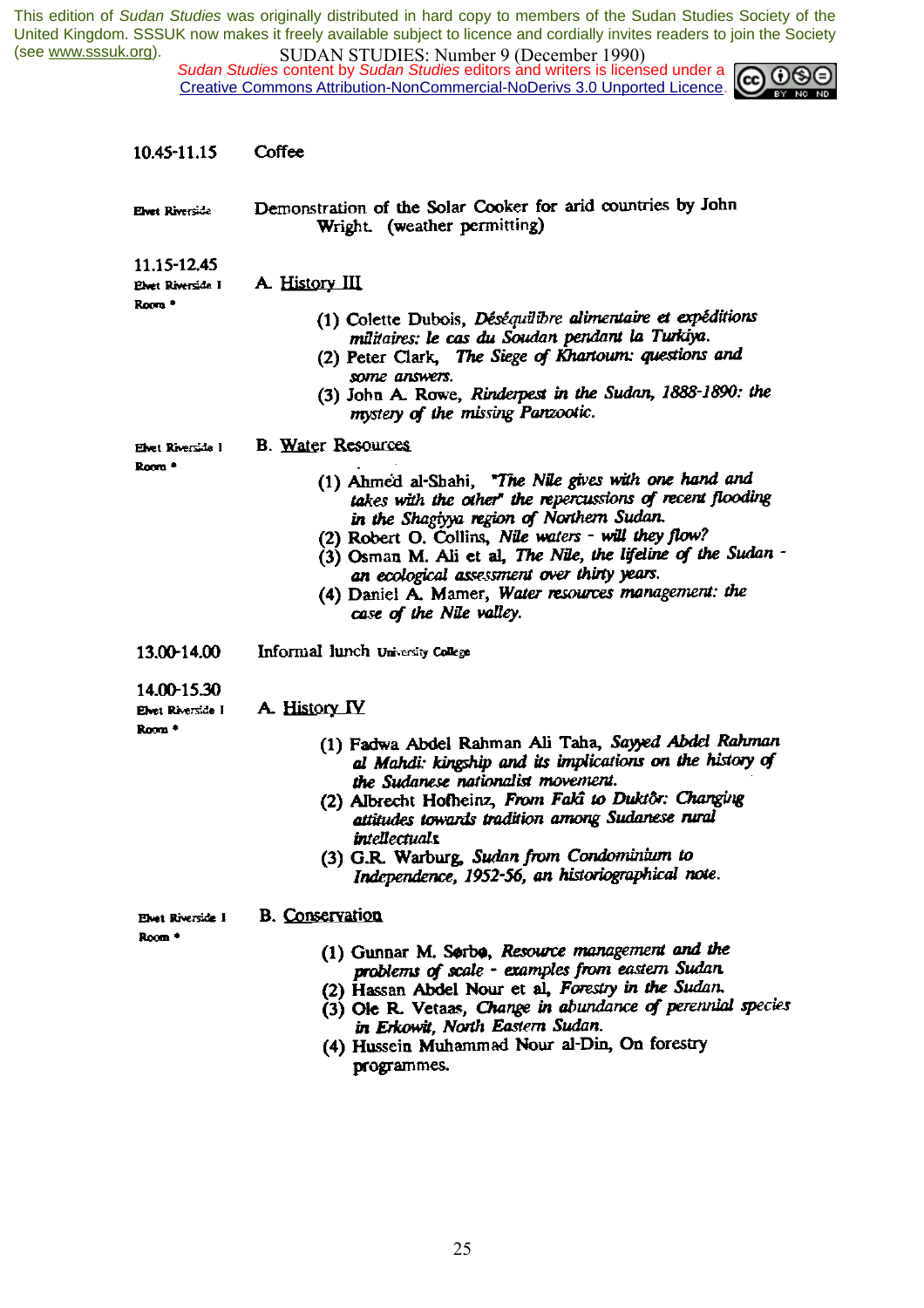10.45-11.15 Coffee

Elvet Riverside — Demonstration of the Solar Cooker for arid countries by John Wright. (weather permitting)

11.15-12.45

Elvet Riverside I Room *

A. History III

(1) Colette Dubois, *Déséquilibre alimentaire et expéditions militaires: le cas du Soudan pendant la Turkiya.*
(2) Peter Clark, *The Siege of Khartoum: questions and some answers.*
(3) John A. Rowe, *Rinderpest in the Sudan, 1888-1890: the mystery of the missing Panzootic.*

Elvet Riverside I Room *

B. Water Resources

(1) Ahmed al-Shahi, *"The Nile gives with one hand and takes with the other" the repercussions of recent flooding in the Shagiyya region of Northern Sudan.*
(2) Robert O. Collins, *Nile waters - will they flow?*
(3) Osman M. Ali et al, *The Nile, the lifeline of the Sudan - an ecological assessment over thirty years.*
(4) Daniel A. Mamer, *Water resources management: the case of the Nile valley.*

13.00-14.00 Informal lunch University College

14.00-15.30

Elvet Riverside I Room *

A. History IV

(1) Fadwa Abdel Rahman Ali Taha, *Sayyed Abdel Rahman al Mahdi: kingship and its implications on the history of the Sudanese nationalist movement.*
(2) Albrecht Hofheinz, *From Fakî to Duktôr: Changing attitudes towards tradition among Sudanese rural intellectuals.*
(3) G.R. Warburg, *Sudan from Condominium to Independence, 1952-56, an historiographical note.*

Elvet Riverside I Room *

B. Conservation

(1) Gunnar M. Sørbø, *Resource management and the problems of scale - examples from eastern Sudan.*
(2) Hassan Abdel Nour et al, *Forestry in the Sudan.*
(3) Ole R. Vetaas, *Change in abundance of perennial species in Erkowit, North Eastern Sudan.*
(4) Hussein Muhammad Nour al-Din, On forestry programmes.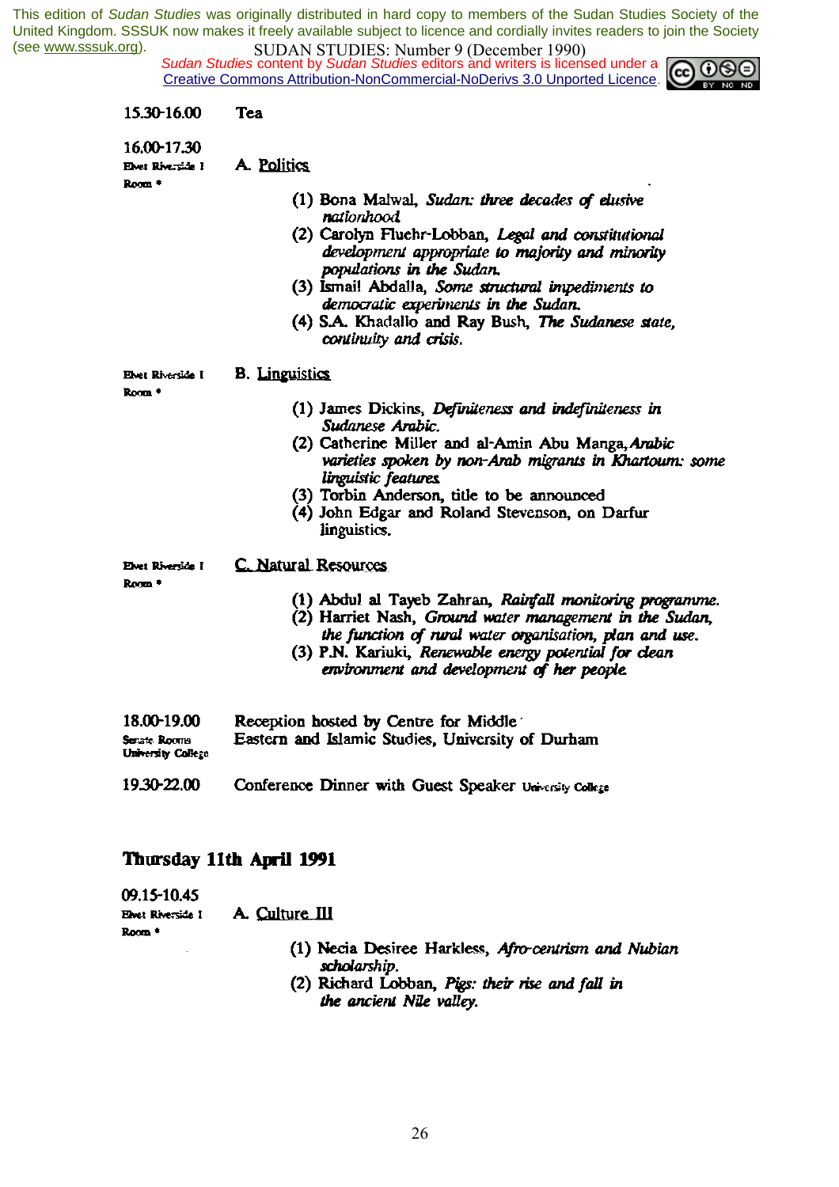15.30-16.00 Tea

16.00-17.30
Elvet Riverside I
Room *

A. Politics

(1) Bona Malwal, *Sudan: three decades of elusive nationhood*
(2) Carolyn Fluehr-Lobban, *Legal and constitutional development appropriate to majority and minority populations in the Sudan.*
(3) Ismail Abdalla, *Some structural impediments to democratic experiments in the Sudan.*
(4) S.A. Khadallo and Ray Bush, *The Sudanese state, continuity and crisis.*

Elvet Riverside I
Room *

B. Linguistics

(1) James Dickins, *Definiteness and indefiniteness in Sudanese Arabic.*
(2) Catherine Miller and al-Amin Abu Manga, *Arabic varieties spoken by non-Arab migrants in Khartoum: some linguistic features*
(3) Torbin Anderson, title to be announced
(4) John Edgar and Roland Stevenson, on Darfur linguistics.

Elvet Riverside I
Room *

C. Natural Resources

(1) Abdul al Tayeb Zahran, *Rainfall monitoring programme.*
(2) Harriet Nash, *Ground water management in the Sudan, the function of rural water organisation, plan and use.*
(3) P.N. Kariuki, *Renewable energy potential for clean environment and development of her people.*

18.00-19.00
Senate Rooms
University College

Reception hosted by Centre for Middle Eastern and Islamic Studies, University of Durham

19.30-22.00 Conference Dinner with Guest Speaker University College

## Thursday 11th April 1991

09.15-10.45
Elvet Riverside I
Room *

A. Culture III

(1) Necia Desiree Harkless, *Afro-centrism and Nubian scholarship.*
(2) Richard Lobban, *Pigs: their rise and fall in the ancient Nile valley.*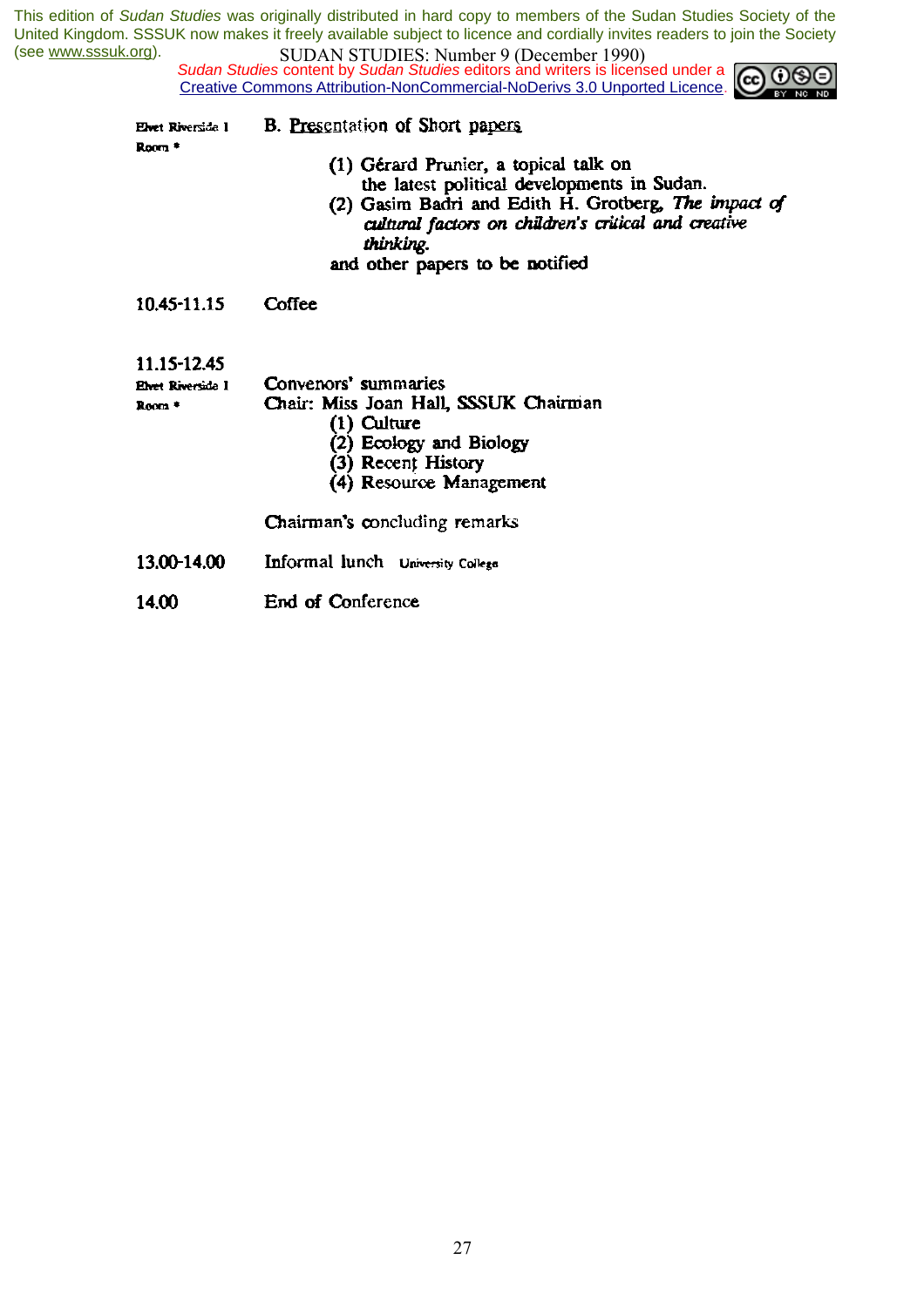| | | |
|---|---|---|
| Elvet Riverside 1 Room * | B. Presentation of Short papers | |
| | | (1) Gérard Prunier, a topical talk on the latest political developments in Sudan. |
| | | (2) Gasim Badri and Edith H. Grotberg, *The impact of cultural factors on children's critical and creative thinking.* |
| | | and other papers to be notified |
| 10.45-11.15 | Coffee | |
| 11.15-12.45 | | |
| Elvet Riverside 1 Room * | Convenors' summaries | |
| | Chair: Miss Joan Hall, SSSUK Chairman | |
| | | (1) Culture |
| | | (2) Ecology and Biology |
| | | (3) Recent History |
| | | (4) Resource Management |
| | Chairman's concluding remarks | |
| 13.00-14.00 | Informal lunch University College | |
| 14.00 | End of Conference | |